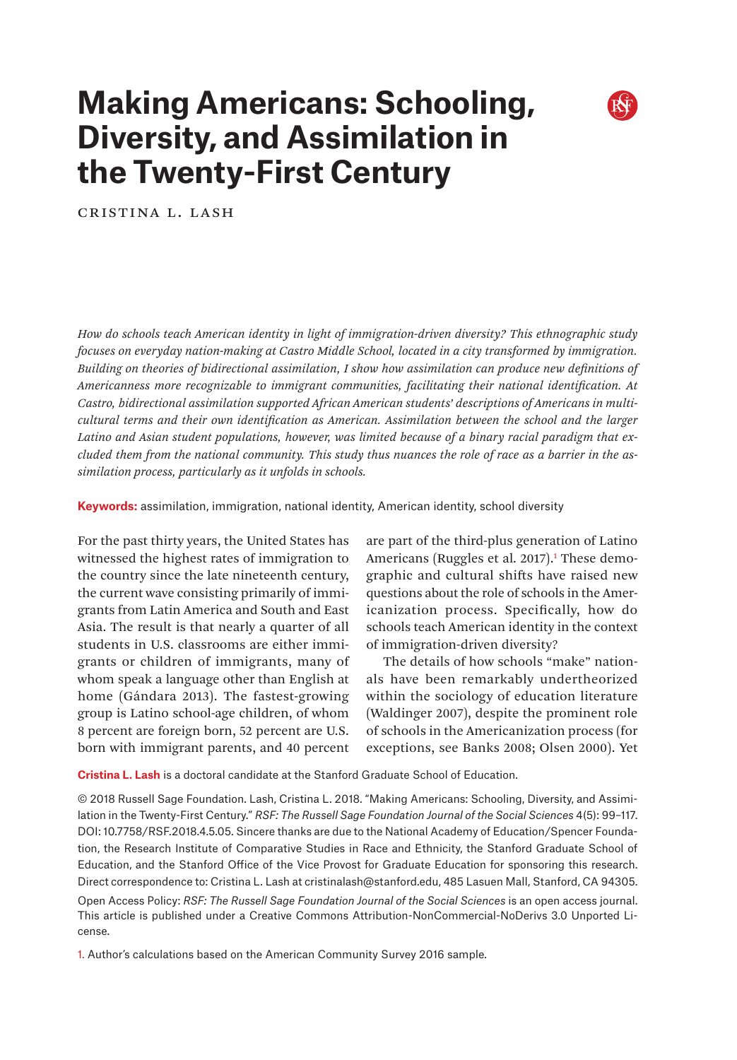# Making Americans: Schooling, Diversity, and Assimilation in the Twenty-First Century

CRISTINA L. LASH

*How do schools teach American identity in light of immigration-driven diversity? This ethnographic study focuses on everyday nation-making at Castro Middle School, located in a city transformed by immigration. Building on theories of bidirectional assimilation, I show how assimilation can produce new definitions of Americanness more recognizable to immigrant communities, facilitating their national identification. At Castro, bidirectional assimilation supported African American students' descriptions of Americans in multicultural terms and their own identification as American. Assimilation between the school and the larger Latino and Asian student populations, however, was limited because of a binary racial paradigm that excluded them from the national community. This study thus nuances the role of race as a barrier in the assimilation process, particularly as it unfolds in schools.*

**Keywords:** assimilation, immigration, national identity, American identity, school diversity

For the past thirty years, the United States has witnessed the highest rates of immigration to the country since the late nineteenth century, the current wave consisting primarily of immigrants from Latin America and South and East Asia. The result is that nearly a quarter of all students in U.S. classrooms are either immigrants or children of immigrants, many of whom speak a language other than English at home (Gándara 2013). The fastest-growing group is Latino school-age children, of whom 8 percent are foreign born, 52 percent are U.S. born with immigrant parents, and 40 percent are part of the third-plus generation of Latino Americans (Ruggles et al. 2017).[1] These demographic and cultural shifts have raised new questions about the role of schools in the Americanization process. Specifically, how do schools teach American identity in the context of immigration-driven diversity?

The details of how schools "make" nationals have been remarkably undertheorized within the sociology of education literature (Waldinger 2007), despite the prominent role of schools in the Americanization process (for exceptions, see Banks 2008; Olsen 2000). Yet

**Cristina L. Lash** is a doctoral candidate at the Stanford Graduate School of Education.

© 2018 Russell Sage Foundation. Lash, Cristina L. 2018. "Making Americans: Schooling, Diversity, and Assimilation in the Twenty-First Century." *RSF: The Russell Sage Foundation Journal of the Social Sciences* 4(5): 99–117. DOI: 10.7758/RSF.2018.4.5.05. Sincere thanks are due to the National Academy of Education/Spencer Foundation, the Research Institute of Comparative Studies in Race and Ethnicity, the Stanford Graduate School of Education, and the Stanford Office of the Vice Provost for Graduate Education for sponsoring this research. Direct correspondence to: Cristina L. Lash at cristinalash@stanford.edu, 485 Lasuen Mall, Stanford, CA 94305.

Open Access Policy: *RSF: The Russell Sage Foundation Journal of the Social Sciences* is an open access journal. This article is published under a Creative Commons Attribution-NonCommercial-NoDerivs 3.0 Unported License.

[1] Author's calculations based on the American Community Survey 2016 sample.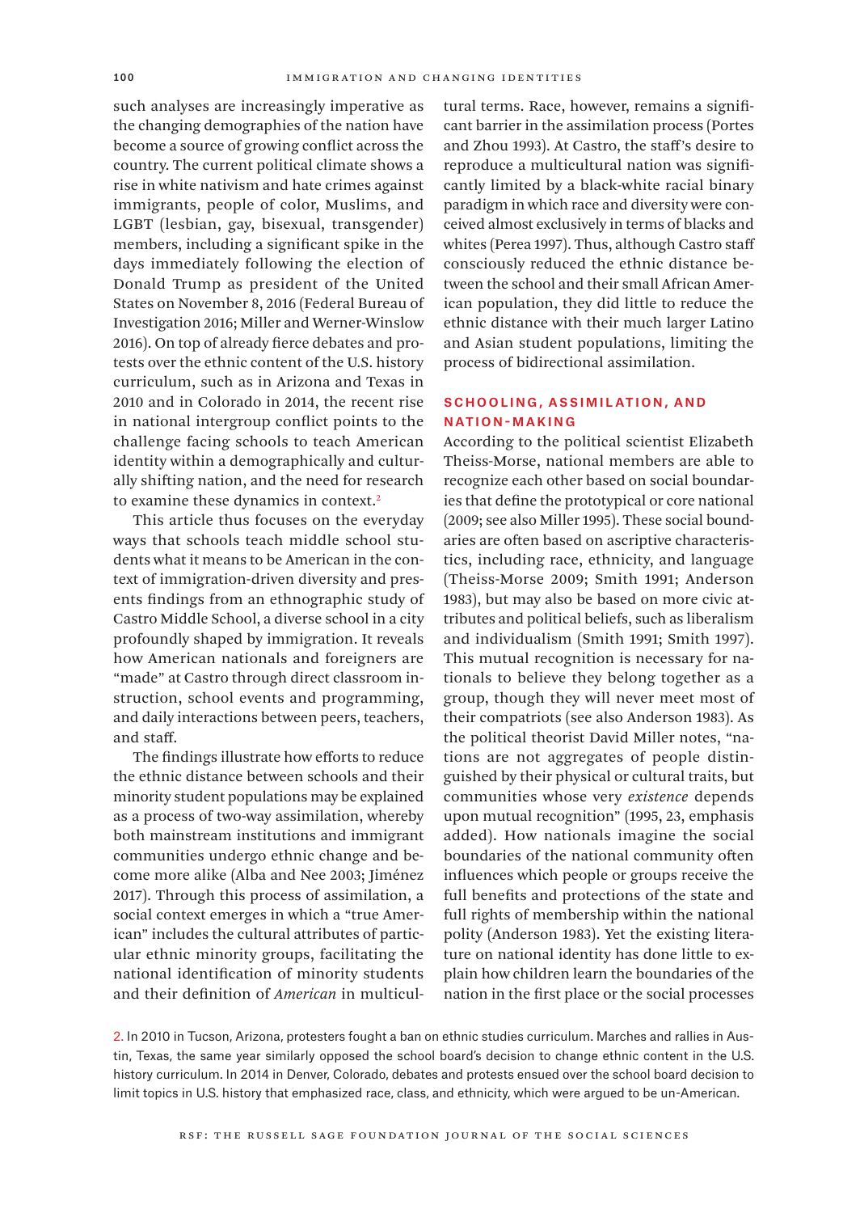such analyses are increasingly imperative as the changing demographies of the nation have become a source of growing conflict across the country. The current political climate shows a rise in white nativism and hate crimes against immigrants, people of color, Muslims, and LGBT (lesbian, gay, bisexual, transgender) members, including a significant spike in the days immediately following the election of Donald Trump as president of the United States on November 8, 2016 (Federal Bureau of Investigation 2016; Miller and Werner-Winslow 2016). On top of already fierce debates and protests over the ethnic content of the U.S. history curriculum, such as in Arizona and Texas in 2010 and in Colorado in 2014, the recent rise in national intergroup conflict points to the challenge facing schools to teach American identity within a demographically and culturally shifting nation, and the need for research to examine these dynamics in context.[2]

This article thus focuses on the everyday ways that schools teach middle school students what it means to be American in the context of immigration-driven diversity and presents findings from an ethnographic study of Castro Middle School, a diverse school in a city profoundly shaped by immigration. It reveals how American nationals and foreigners are "made" at Castro through direct classroom instruction, school events and programming, and daily interactions between peers, teachers, and staff.

The findings illustrate how efforts to reduce the ethnic distance between schools and their minority student populations may be explained as a process of two-way assimilation, whereby both mainstream institutions and immigrant communities undergo ethnic change and become more alike (Alba and Nee 2003; Jiménez 2017). Through this process of assimilation, a social context emerges in which a "true American" includes the cultural attributes of particular ethnic minority groups, facilitating the national identification of minority students and their definition of *American* in multicultural terms. Race, however, remains a significant barrier in the assimilation process (Portes and Zhou 1993). At Castro, the staff's desire to reproduce a multicultural nation was significantly limited by a black-white racial binary paradigm in which race and diversity were conceived almost exclusively in terms of blacks and whites (Perea 1997). Thus, although Castro staff consciously reduced the ethnic distance between the school and their small African American population, they did little to reduce the ethnic distance with their much larger Latino and Asian student populations, limiting the process of bidirectional assimilation.

## SCHOOLING, ASSIMILATION, AND NATION-MAKING

According to the political scientist Elizabeth Theiss-Morse, national members are able to recognize each other based on social boundaries that define the prototypical or core national (2009; see also Miller 1995). These social boundaries are often based on ascriptive characteristics, including race, ethnicity, and language (Theiss-Morse 2009; Smith 1991; Anderson 1983), but may also be based on more civic attributes and political beliefs, such as liberalism and individualism (Smith 1991; Smith 1997). This mutual recognition is necessary for nationals to believe they belong together as a group, though they will never meet most of their compatriots (see also Anderson 1983). As the political theorist David Miller notes, "nations are not aggregates of people distinguished by their physical or cultural traits, but communities whose very *existence* depends upon mutual recognition" (1995, 23, emphasis added). How nationals imagine the social boundaries of the national community often influences which people or groups receive the full benefits and protections of the state and full rights of membership within the national polity (Anderson 1983). Yet the existing literature on national identity has done little to explain how children learn the boundaries of the nation in the first place or the social processes

2. In 2010 in Tucson, Arizona, protesters fought a ban on ethnic studies curriculum. Marches and rallies in Austin, Texas, the same year similarly opposed the school board's decision to change ethnic content in the U.S. history curriculum. In 2014 in Denver, Colorado, debates and protests ensued over the school board decision to limit topics in U.S. history that emphasized race, class, and ethnicity, which were argued to be un-American.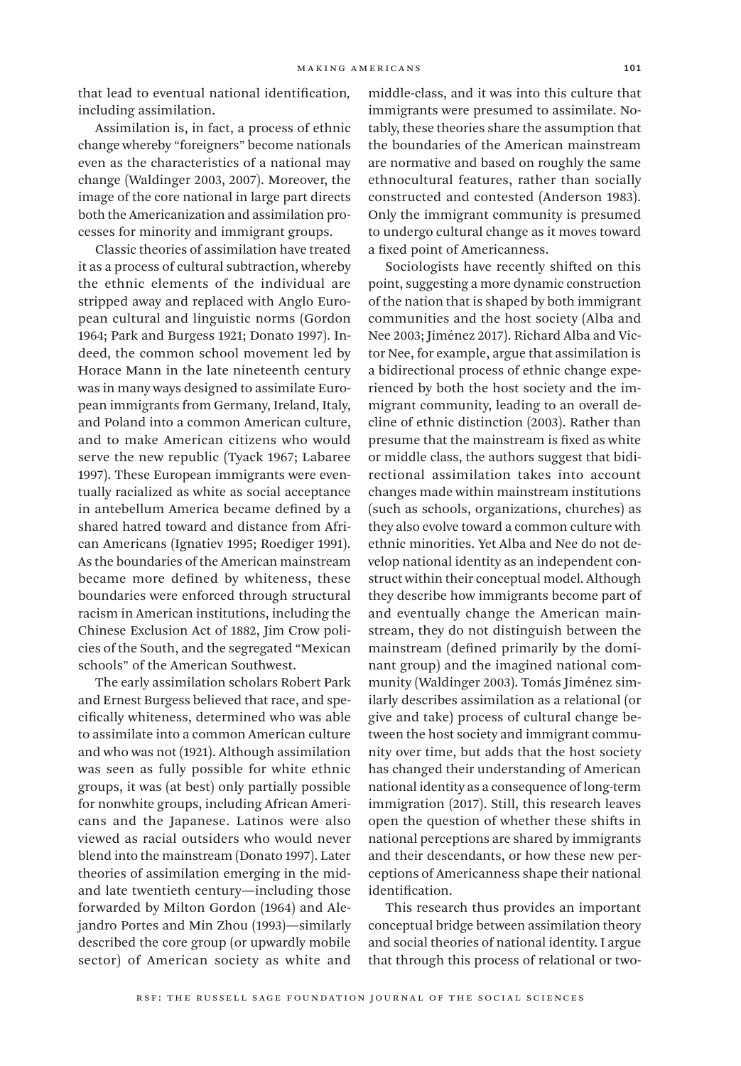that lead to eventual national identification, including assimilation.

Assimilation is, in fact, a process of ethnic change whereby "foreigners" become nationals even as the characteristics of a national may change (Waldinger 2003, 2007). Moreover, the image of the core national in large part directs both the Americanization and assimilation processes for minority and immigrant groups.

Classic theories of assimilation have treated it as a process of cultural subtraction, whereby the ethnic elements of the individual are stripped away and replaced with Anglo European cultural and linguistic norms (Gordon 1964; Park and Burgess 1921; Donato 1997). Indeed, the common school movement led by Horace Mann in the late nineteenth century was in many ways designed to assimilate European immigrants from Germany, Ireland, Italy, and Poland into a common American culture, and to make American citizens who would serve the new republic (Tyack 1967; Labaree 1997). These European immigrants were eventually racialized as white as social acceptance in antebellum America became defined by a shared hatred toward and distance from African Americans (Ignatiev 1995; Roediger 1991). As the boundaries of the American mainstream became more defined by whiteness, these boundaries were enforced through structural racism in American institutions, including the Chinese Exclusion Act of 1882, Jim Crow policies of the South, and the segregated "Mexican schools" of the American Southwest.

The early assimilation scholars Robert Park and Ernest Burgess believed that race, and specifically whiteness, determined who was able to assimilate into a common American culture and who was not (1921). Although assimilation was seen as fully possible for white ethnic groups, it was (at best) only partially possible for nonwhite groups, including African Americans and the Japanese. Latinos were also viewed as racial outsiders who would never blend into the mainstream (Donato 1997). Later theories of assimilation emerging in the mid- and late twentieth century—including those forwarded by Milton Gordon (1964) and Alejandro Portes and Min Zhou (1993)—similarly described the core group (or upwardly mobile sector) of American society as white and middle-class, and it was into this culture that immigrants were presumed to assimilate. Notably, these theories share the assumption that the boundaries of the American mainstream are normative and based on roughly the same ethnocultural features, rather than socially constructed and contested (Anderson 1983). Only the immigrant community is presumed to undergo cultural change as it moves toward a fixed point of Americanness.

Sociologists have recently shifted on this point, suggesting a more dynamic construction of the nation that is shaped by both immigrant communities and the host society (Alba and Nee 2003; Jiménez 2017). Richard Alba and Victor Nee, for example, argue that assimilation is a bidirectional process of ethnic change experienced by both the host society and the immigrant community, leading to an overall decline of ethnic distinction (2003). Rather than presume that the mainstream is fixed as white or middle class, the authors suggest that bidirectional assimilation takes into account changes made within mainstream institutions (such as schools, organizations, churches) as they also evolve toward a common culture with ethnic minorities. Yet Alba and Nee do not develop national identity as an independent construct within their conceptual model. Although they describe how immigrants become part of and eventually change the American mainstream, they do not distinguish between the mainstream (defined primarily by the dominant group) and the imagined national community (Waldinger 2003). Tomás Jiménez similarly describes assimilation as a relational (or give and take) process of cultural change between the host society and immigrant community over time, but adds that the host society has changed their understanding of American national identity as a consequence of long-term immigration (2017). Still, this research leaves open the question of whether these shifts in national perceptions are shared by immigrants and their descendants, or how these new perceptions of Americanness shape their national identification.

This research thus provides an important conceptual bridge between assimilation theory and social theories of national identity. I argue that through this process of relational or two-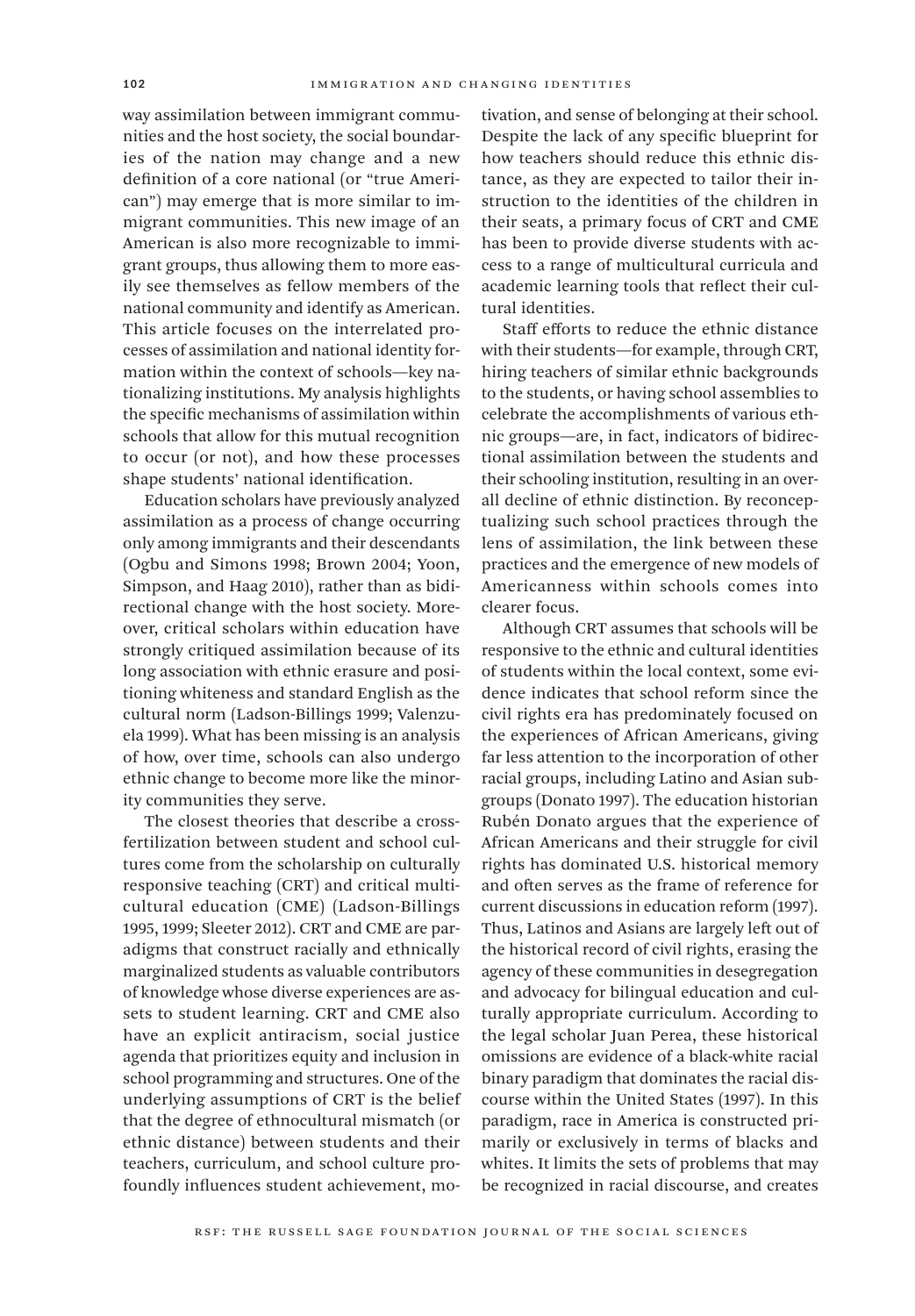way assimilation between immigrant communities and the host society, the social boundaries of the nation may change and a new definition of a core national (or "true American") may emerge that is more similar to immigrant communities. This new image of an American is also more recognizable to immigrant groups, thus allowing them to more easily see themselves as fellow members of the national community and identify as American. This article focuses on the interrelated processes of assimilation and national identity formation within the context of schools—key nationalizing institutions. My analysis highlights the specific mechanisms of assimilation within schools that allow for this mutual recognition to occur (or not), and how these processes shape students' national identification.

Education scholars have previously analyzed assimilation as a process of change occurring only among immigrants and their descendants (Ogbu and Simons 1998; Brown 2004; Yoon, Simpson, and Haag 2010), rather than as bidirectional change with the host society. Moreover, critical scholars within education have strongly critiqued assimilation because of its long association with ethnic erasure and positioning whiteness and standard English as the cultural norm (Ladson-Billings 1999; Valenzuela 1999). What has been missing is an analysis of how, over time, schools can also undergo ethnic change to become more like the minority communities they serve.

The closest theories that describe a cross-fertilization between student and school cultures come from the scholarship on culturally responsive teaching (CRT) and critical multicultural education (CME) (Ladson-Billings 1995, 1999; Sleeter 2012). CRT and CME are paradigms that construct racially and ethnically marginalized students as valuable contributors of knowledge whose diverse experiences are assets to student learning. CRT and CME also have an explicit antiracism, social justice agenda that prioritizes equity and inclusion in school programming and structures. One of the underlying assumptions of CRT is the belief that the degree of ethnocultural mismatch (or ethnic distance) between students and their teachers, curriculum, and school culture profoundly influences student achievement, motivation, and sense of belonging at their school. Despite the lack of any specific blueprint for how teachers should reduce this ethnic distance, as they are expected to tailor their instruction to the identities of the children in their seats, a primary focus of CRT and CME has been to provide diverse students with access to a range of multicultural curricula and academic learning tools that reflect their cultural identities.

Staff efforts to reduce the ethnic distance with their students—for example, through CRT, hiring teachers of similar ethnic backgrounds to the students, or having school assemblies to celebrate the accomplishments of various ethnic groups—are, in fact, indicators of bidirectional assimilation between the students and their schooling institution, resulting in an overall decline of ethnic distinction. By reconceptualizing such school practices through the lens of assimilation, the link between these practices and the emergence of new models of Americanness within schools comes into clearer focus.

Although CRT assumes that schools will be responsive to the ethnic and cultural identities of students within the local context, some evidence indicates that school reform since the civil rights era has predominately focused on the experiences of African Americans, giving far less attention to the incorporation of other racial groups, including Latino and Asian subgroups (Donato 1997). The education historian Rubén Donato argues that the experience of African Americans and their struggle for civil rights has dominated U.S. historical memory and often serves as the frame of reference for current discussions in education reform (1997). Thus, Latinos and Asians are largely left out of the historical record of civil rights, erasing the agency of these communities in desegregation and advocacy for bilingual education and culturally appropriate curriculum. According to the legal scholar Juan Perea, these historical omissions are evidence of a black-white racial binary paradigm that dominates the racial discourse within the United States (1997). In this paradigm, race in America is constructed primarily or exclusively in terms of blacks and whites. It limits the sets of problems that may be recognized in racial discourse, and creates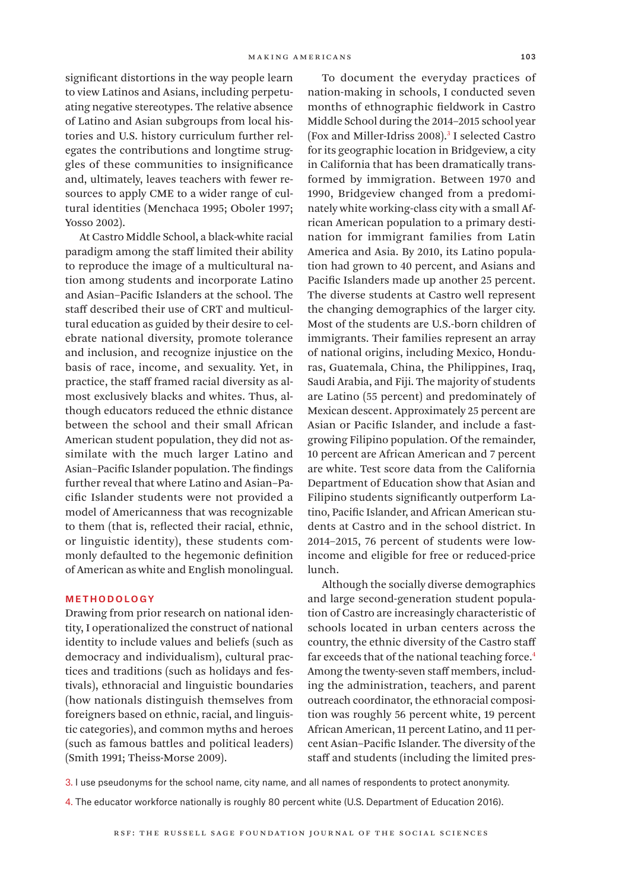significant distortions in the way people learn to view Latinos and Asians, including perpetuating negative stereotypes. The relative absence of Latino and Asian subgroups from local histories and U.S. history curriculum further relegates the contributions and longtime struggles of these communities to insignificance and, ultimately, leaves teachers with fewer resources to apply CME to a wider range of cultural identities (Menchaca 1995; Oboler 1997; Yosso 2002).

At Castro Middle School, a black-white racial paradigm among the staff limited their ability to reproduce the image of a multicultural nation among students and incorporate Latino and Asian–Pacific Islanders at the school. The staff described their use of CRT and multicultural education as guided by their desire to celebrate national diversity, promote tolerance and inclusion, and recognize injustice on the basis of race, income, and sexuality. Yet, in practice, the staff framed racial diversity as almost exclusively blacks and whites. Thus, although educators reduced the ethnic distance between the school and their small African American student population, they did not assimilate with the much larger Latino and Asian–Pacific Islander population. The findings further reveal that where Latino and Asian–Pacific Islander students were not provided a model of Americanness that was recognizable to them (that is, reflected their racial, ethnic, or linguistic identity), these students commonly defaulted to the hegemonic definition of American as white and English monolingual.

## METHODOLOGY

Drawing from prior research on national identity, I operationalized the construct of national identity to include values and beliefs (such as democracy and individualism), cultural practices and traditions (such as holidays and festivals), ethnoracial and linguistic boundaries (how nationals distinguish themselves from foreigners based on ethnic, racial, and linguistic categories), and common myths and heroes (such as famous battles and political leaders) (Smith 1991; Theiss-Morse 2009).

To document the everyday practices of nation-making in schools, I conducted seven months of ethnographic fieldwork in Castro Middle School during the 2014–2015 school year (Fox and Miller-Idriss 2008).[3] I selected Castro for its geographic location in Bridgeview, a city in California that has been dramatically transformed by immigration. Between 1970 and 1990, Bridgeview changed from a predominately white working-class city with a small African American population to a primary destination for immigrant families from Latin America and Asia. By 2010, its Latino population had grown to 40 percent, and Asians and Pacific Islanders made up another 25 percent. The diverse students at Castro well represent the changing demographics of the larger city. Most of the students are U.S.-born children of immigrants. Their families represent an array of national origins, including Mexico, Honduras, Guatemala, China, the Philippines, Iraq, Saudi Arabia, and Fiji. The majority of students are Latino (55 percent) and predominately of Mexican descent. Approximately 25 percent are Asian or Pacific Islander, and include a fast-growing Filipino population. Of the remainder, 10 percent are African American and 7 percent are white. Test score data from the California Department of Education show that Asian and Filipino students significantly outperform Latino, Pacific Islander, and African American students at Castro and in the school district. In 2014–2015, 76 percent of students were low-income and eligible for free or reduced-price lunch.

Although the socially diverse demographics and large second-generation student population of Castro are increasingly characteristic of schools located in urban centers across the country, the ethnic diversity of the Castro staff far exceeds that of the national teaching force.[4] Among the twenty-seven staff members, including the administration, teachers, and parent outreach coordinator, the ethnoracial composition was roughly 56 percent white, 19 percent African American, 11 percent Latino, and 11 percent Asian–Pacific Islander. The diversity of the staff and students (including the limited pres-

3. I use pseudonyms for the school name, city name, and all names of respondents to protect anonymity.

4. The educator workforce nationally is roughly 80 percent white (U.S. Department of Education 2016).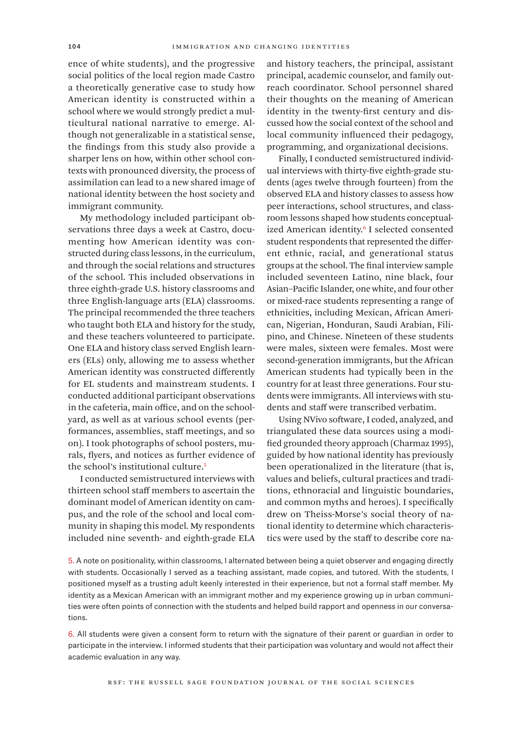ence of white students), and the progressive social politics of the local region made Castro a theoretically generative case to study how American identity is constructed within a school where we would strongly predict a multicultural national narrative to emerge. Although not generalizable in a statistical sense, the findings from this study also provide a sharper lens on how, within other school contexts with pronounced diversity, the process of assimilation can lead to a new shared image of national identity between the host society and immigrant community.

My methodology included participant observations three days a week at Castro, documenting how American identity was constructed during class lessons, in the curriculum, and through the social relations and structures of the school. This included observations in three eighth-grade U.S. history classrooms and three English-language arts (ELA) classrooms. The principal recommended the three teachers who taught both ELA and history for the study, and these teachers volunteered to participate. One ELA and history class served English learners (ELs) only, allowing me to assess whether American identity was constructed differently for EL students and mainstream students. I conducted additional participant observations in the cafeteria, main office, and on the schoolyard, as well as at various school events (performances, assemblies, staff meetings, and so on). I took photographs of school posters, murals, flyers, and notices as further evidence of the school's institutional culture.[5]

I conducted semistructured interviews with thirteen school staff members to ascertain the dominant model of American identity on campus, and the role of the school and local community in shaping this model. My respondents included nine seventh- and eighth-grade ELA and history teachers, the principal, assistant principal, academic counselor, and family outreach coordinator. School personnel shared their thoughts on the meaning of American identity in the twenty-first century and discussed how the social context of the school and local community influenced their pedagogy, programming, and organizational decisions.

Finally, I conducted semistructured individual interviews with thirty-five eighth-grade students (ages twelve through fourteen) from the observed ELA and history classes to assess how peer interactions, school structures, and classroom lessons shaped how students conceptualized American identity.[6] I selected consented student respondents that represented the different ethnic, racial, and generational status groups at the school. The final interview sample included seventeen Latino, nine black, four Asian–Pacific Islander, one white, and four other or mixed-race students representing a range of ethnicities, including Mexican, African American, Nigerian, Honduran, Saudi Arabian, Filipino, and Chinese. Nineteen of these students were males, sixteen were females. Most were second-generation immigrants, but the African American students had typically been in the country for at least three generations. Four students were immigrants. All interviews with students and staff were transcribed verbatim.

Using NVivo software, I coded, analyzed, and triangulated these data sources using a modified grounded theory approach (Charmaz 1995), guided by how national identity has previously been operationalized in the literature (that is, values and beliefs, cultural practices and traditions, ethnoracial and linguistic boundaries, and common myths and heroes). I specifically drew on Theiss-Morse's social theory of national identity to determine which characteristics were used by the staff to describe core na-

5. A note on positionality, within classrooms, I alternated between being a quiet observer and engaging directly with students. Occasionally I served as a teaching assistant, made copies, and tutored. With the students, I positioned myself as a trusting adult keenly interested in their experience, but not a formal staff member. My identity as a Mexican American with an immigrant mother and my experience growing up in urban communities were often points of connection with the students and helped build rapport and openness in our conversations.

6. All students were given a consent form to return with the signature of their parent or guardian in order to participate in the interview. I informed students that their participation was voluntary and would not affect their academic evaluation in any way.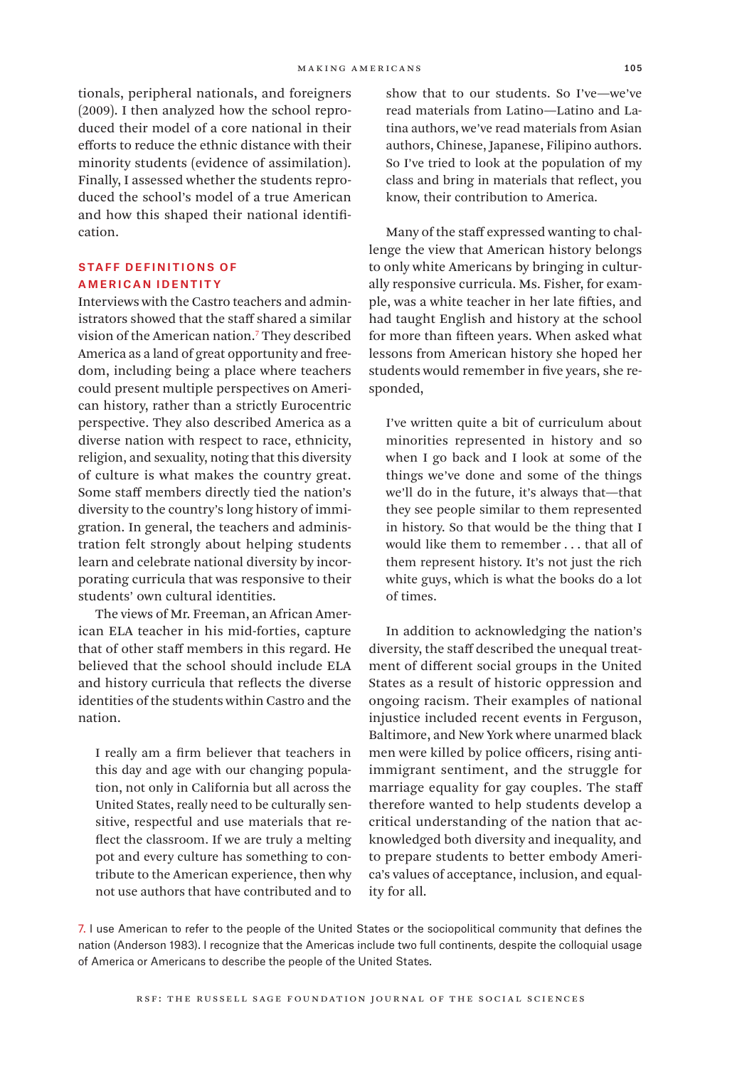tionals, peripheral nationals, and foreigners (2009). I then analyzed how the school reproduced their model of a core national in their efforts to reduce the ethnic distance with their minority students (evidence of assimilation). Finally, I assessed whether the students reproduced the school's model of a true American and how this shaped their national identification.

## STAFF DEFINITIONS OF AMERICAN IDENTITY

Interviews with the Castro teachers and administrators showed that the staff shared a similar vision of the American nation.[7] They described America as a land of great opportunity and freedom, including being a place where teachers could present multiple perspectives on American history, rather than a strictly Eurocentric perspective. They also described America as a diverse nation with respect to race, ethnicity, religion, and sexuality, noting that this diversity of culture is what makes the country great. Some staff members directly tied the nation's diversity to the country's long history of immigration. In general, the teachers and administration felt strongly about helping students learn and celebrate national diversity by incorporating curricula that was responsive to their students' own cultural identities.

The views of Mr. Freeman, an African American ELA teacher in his mid-forties, capture that of other staff members in this regard. He believed that the school should include ELA and history curricula that reflects the diverse identities of the students within Castro and the nation.

> I really am a firm believer that teachers in this day and age with our changing population, not only in California but all across the United States, really need to be culturally sensitive, respectful and use materials that reflect the classroom. If we are truly a melting pot and every culture has something to contribute to the American experience, then why not use authors that have contributed and to show that to our students. So I've—we've read materials from Latino—Latino and Latina authors, we've read materials from Asian authors, Chinese, Japanese, Filipino authors. So I've tried to look at the population of my class and bring in materials that reflect, you know, their contribution to America.

Many of the staff expressed wanting to challenge the view that American history belongs to only white Americans by bringing in culturally responsive curricula. Ms. Fisher, for example, was a white teacher in her late fifties, and had taught English and history at the school for more than fifteen years. When asked what lessons from American history she hoped her students would remember in five years, she responded,

> I've written quite a bit of curriculum about minorities represented in history and so when I go back and I look at some of the things we've done and some of the things we'll do in the future, it's always that—that they see people similar to them represented in history. So that would be the thing that I would like them to remember . . . that all of them represent history. It's not just the rich white guys, which is what the books do a lot of times.

In addition to acknowledging the nation's diversity, the staff described the unequal treatment of different social groups in the United States as a result of historic oppression and ongoing racism. Their examples of national injustice included recent events in Ferguson, Baltimore, and New York where unarmed black men were killed by police officers, rising anti-immigrant sentiment, and the struggle for marriage equality for gay couples. The staff therefore wanted to help students develop a critical understanding of the nation that acknowledged both diversity and inequality, and to prepare students to better embody America's values of acceptance, inclusion, and equality for all.

7. I use American to refer to the people of the United States or the sociopolitical community that defines the nation (Anderson 1983). I recognize that the Americas include two full continents, despite the colloquial usage of America or Americans to describe the people of the United States.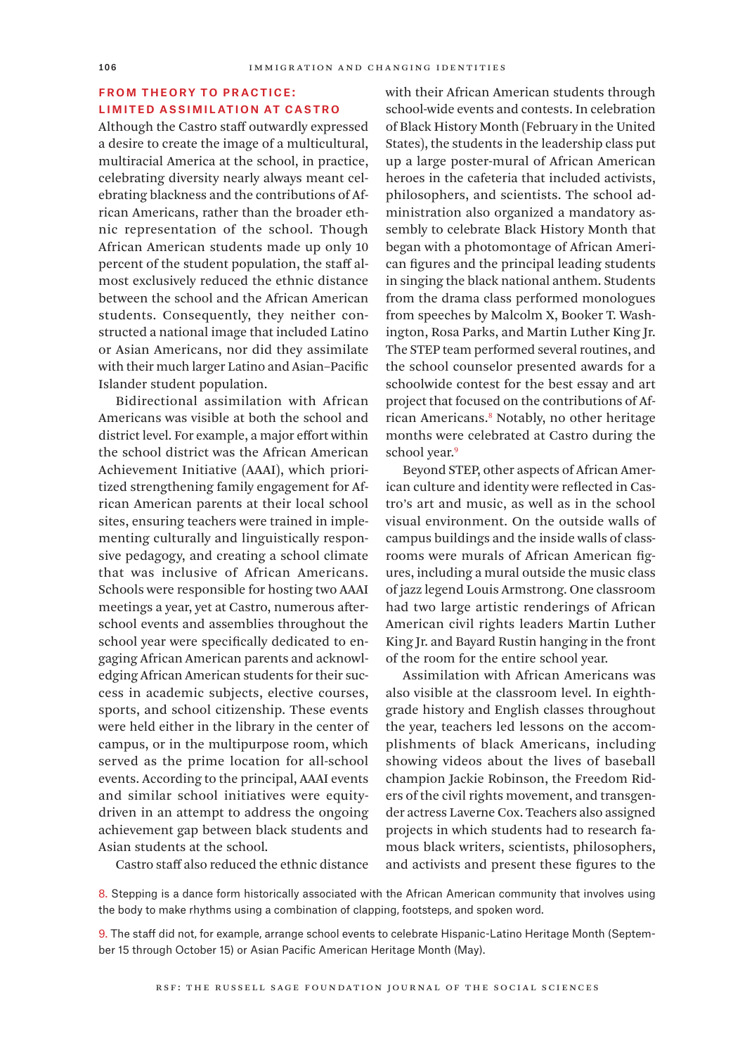## FROM THEORY TO PRACTICE: LIMITED ASSIMILATION AT CASTRO

Although the Castro staff outwardly expressed a desire to create the image of a multicultural, multiracial America at the school, in practice, celebrating diversity nearly always meant celebrating blackness and the contributions of African Americans, rather than the broader ethnic representation of the school. Though African American students made up only 10 percent of the student population, the staff almost exclusively reduced the ethnic distance between the school and the African American students. Consequently, they neither constructed a national image that included Latino or Asian Americans, nor did they assimilate with their much larger Latino and Asian–Pacific Islander student population.

Bidirectional assimilation with African Americans was visible at both the school and district level. For example, a major effort within the school district was the African American Achievement Initiative (AAAI), which prioritized strengthening family engagement for African American parents at their local school sites, ensuring teachers were trained in implementing culturally and linguistically responsive pedagogy, and creating a school climate that was inclusive of African Americans. Schools were responsible for hosting two AAAI meetings a year, yet at Castro, numerous after-school events and assemblies throughout the school year were specifically dedicated to engaging African American parents and acknowledging African American students for their success in academic subjects, elective courses, sports, and school citizenship. These events were held either in the library in the center of campus, or in the multipurpose room, which served as the prime location for all-school events. According to the principal, AAAI events and similar school initiatives were equity-driven in an attempt to address the ongoing achievement gap between black students and Asian students at the school.

Castro staff also reduced the ethnic distance with their African American students through school-wide events and contests. In celebration of Black History Month (February in the United States), the students in the leadership class put up a large poster-mural of African American heroes in the cafeteria that included activists, philosophers, and scientists. The school administration also organized a mandatory assembly to celebrate Black History Month that began with a photomontage of African American figures and the principal leading students in singing the black national anthem. Students from the drama class performed monologues from speeches by Malcolm X, Booker T. Washington, Rosa Parks, and Martin Luther King Jr. The STEP team performed several routines, and the school counselor presented awards for a schoolwide contest for the best essay and art project that focused on the contributions of African Americans.[8] Notably, no other heritage months were celebrated at Castro during the school year.[9]

Beyond STEP, other aspects of African American culture and identity were reflected in Castro's art and music, as well as in the school visual environment. On the outside walls of campus buildings and the inside walls of classrooms were murals of African American figures, including a mural outside the music class of jazz legend Louis Armstrong. One classroom had two large artistic renderings of African American civil rights leaders Martin Luther King Jr. and Bayard Rustin hanging in the front of the room for the entire school year.

Assimilation with African Americans was also visible at the classroom level. In eighth-grade history and English classes throughout the year, teachers led lessons on the accomplishments of black Americans, including showing videos about the lives of baseball champion Jackie Robinson, the Freedom Riders of the civil rights movement, and transgender actress Laverne Cox. Teachers also assigned projects in which students had to research famous black writers, scientists, philosophers, and activists and present these figures to the

8. Stepping is a dance form historically associated with the African American community that involves using the body to make rhythms using a combination of clapping, footsteps, and spoken word.

9. The staff did not, for example, arrange school events to celebrate Hispanic-Latino Heritage Month (September 15 through October 15) or Asian Pacific American Heritage Month (May).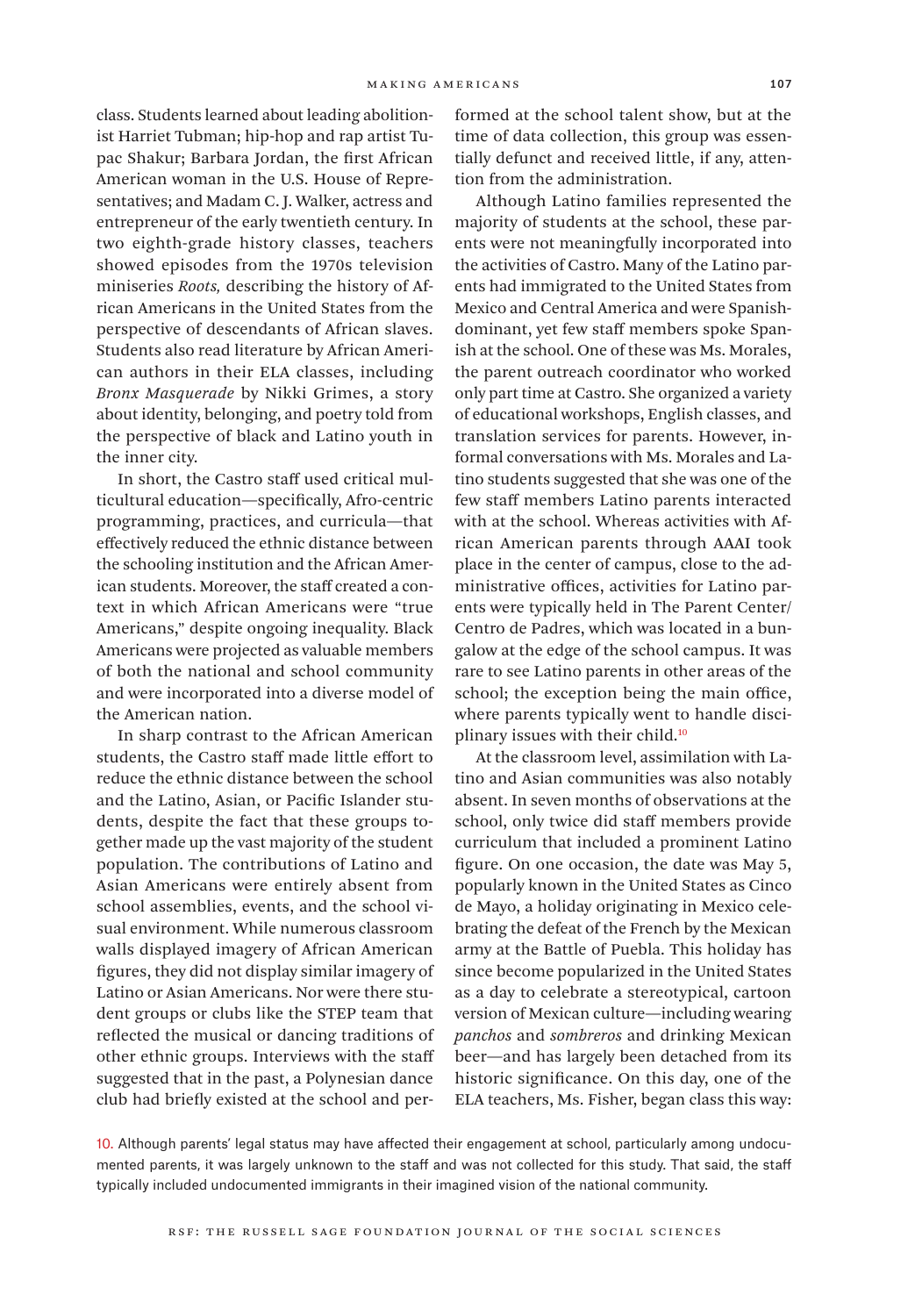class. Students learned about leading abolitionist Harriet Tubman; hip-hop and rap artist Tupac Shakur; Barbara Jordan, the first African American woman in the U.S. House of Representatives; and Madam C. J. Walker, actress and entrepreneur of the early twentieth century. In two eighth-grade history classes, teachers showed episodes from the 1970s television miniseries *Roots,* describing the history of African Americans in the United States from the perspective of descendants of African slaves. Students also read literature by African American authors in their ELA classes, including *Bronx Masquerade* by Nikki Grimes, a story about identity, belonging, and poetry told from the perspective of black and Latino youth in the inner city.

In short, the Castro staff used critical multicultural education—specifically, Afro-centric programming, practices, and curricula—that effectively reduced the ethnic distance between the schooling institution and the African American students. Moreover, the staff created a context in which African Americans were "true Americans," despite ongoing inequality. Black Americans were projected as valuable members of both the national and school community and were incorporated into a diverse model of the American nation.

In sharp contrast to the African American students, the Castro staff made little effort to reduce the ethnic distance between the school and the Latino, Asian, or Pacific Islander students, despite the fact that these groups together made up the vast majority of the student population. The contributions of Latino and Asian Americans were entirely absent from school assemblies, events, and the school visual environment. While numerous classroom walls displayed imagery of African American figures, they did not display similar imagery of Latino or Asian Americans. Nor were there student groups or clubs like the STEP team that reflected the musical or dancing traditions of other ethnic groups. Interviews with the staff suggested that in the past, a Polynesian dance club had briefly existed at the school and performed at the school talent show, but at the time of data collection, this group was essentially defunct and received little, if any, attention from the administration.

Although Latino families represented the majority of students at the school, these parents were not meaningfully incorporated into the activities of Castro. Many of the Latino parents had immigrated to the United States from Mexico and Central America and were Spanish-dominant, yet few staff members spoke Spanish at the school. One of these was Ms. Morales, the parent outreach coordinator who worked only part time at Castro. She organized a variety of educational workshops, English classes, and translation services for parents. However, informal conversations with Ms. Morales and Latino students suggested that she was one of the few staff members Latino parents interacted with at the school. Whereas activities with African American parents through AAAI took place in the center of campus, close to the administrative offices, activities for Latino parents were typically held in The Parent Center/Centro de Padres, which was located in a bungalow at the edge of the school campus. It was rare to see Latino parents in other areas of the school; the exception being the main office, where parents typically went to handle disciplinary issues with their child.[10]

At the classroom level, assimilation with Latino and Asian communities was also notably absent. In seven months of observations at the school, only twice did staff members provide curriculum that included a prominent Latino figure. On one occasion, the date was May 5, popularly known in the United States as Cinco de Mayo, a holiday originating in Mexico celebrating the defeat of the French by the Mexican army at the Battle of Puebla. This holiday has since become popularized in the United States as a day to celebrate a stereotypical, cartoon version of Mexican culture—including wearing *panchos* and *sombreros* and drinking Mexican beer—and has largely been detached from its historic significance. On this day, one of the ELA teachers, Ms. Fisher, began class this way:

10. Although parents' legal status may have affected their engagement at school, particularly among undocumented parents, it was largely unknown to the staff and was not collected for this study. That said, the staff typically included undocumented immigrants in their imagined vision of the national community.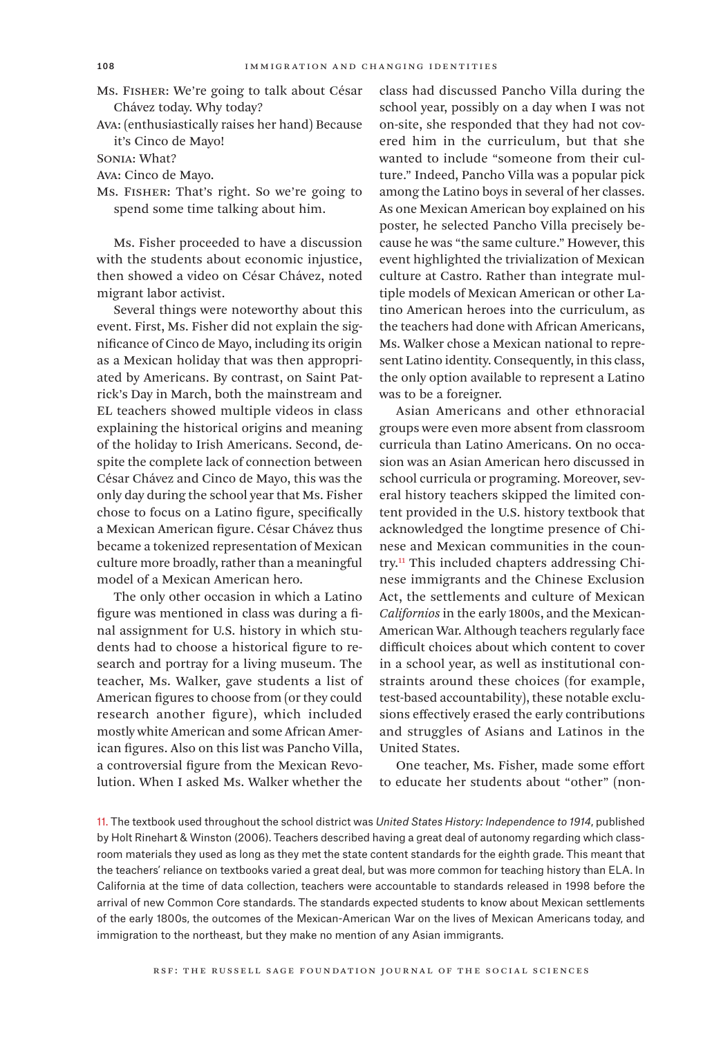Ms. Fisher: We're going to talk about César Chávez today. Why today?

Ava: (enthusiastically raises her hand) Because it's Cinco de Mayo!

Sonia: What?

Ava: Cinco de Mayo.

Ms. Fisher: That's right. So we're going to spend some time talking about him.

Ms. Fisher proceeded to have a discussion with the students about economic injustice, then showed a video on César Chávez, noted migrant labor activist.

Several things were noteworthy about this event. First, Ms. Fisher did not explain the significance of Cinco de Mayo, including its origin as a Mexican holiday that was then appropriated by Americans. By contrast, on Saint Patrick's Day in March, both the mainstream and EL teachers showed multiple videos in class explaining the historical origins and meaning of the holiday to Irish Americans. Second, despite the complete lack of connection between César Chávez and Cinco de Mayo, this was the only day during the school year that Ms. Fisher chose to focus on a Latino figure, specifically a Mexican American figure. César Chávez thus became a tokenized representation of Mexican culture more broadly, rather than a meaningful model of a Mexican American hero.

The only other occasion in which a Latino figure was mentioned in class was during a final assignment for U.S. history in which students had to choose a historical figure to research and portray for a living museum. The teacher, Ms. Walker, gave students a list of American figures to choose from (or they could research another figure), which included mostly white American and some African American figures. Also on this list was Pancho Villa, a controversial figure from the Mexican Revolution. When I asked Ms. Walker whether the class had discussed Pancho Villa during the school year, possibly on a day when I was not on-site, she responded that they had not covered him in the curriculum, but that she wanted to include "someone from their culture." Indeed, Pancho Villa was a popular pick among the Latino boys in several of her classes. As one Mexican American boy explained on his poster, he selected Pancho Villa precisely because he was "the same culture." However, this event highlighted the trivialization of Mexican culture at Castro. Rather than integrate multiple models of Mexican American or other Latino American heroes into the curriculum, as the teachers had done with African Americans, Ms. Walker chose a Mexican national to represent Latino identity. Consequently, in this class, the only option available to represent a Latino was to be a foreigner.

Asian Americans and other ethnoracial groups were even more absent from classroom curricula than Latino Americans. On no occasion was an Asian American hero discussed in school curricula or programing. Moreover, several history teachers skipped the limited content provided in the U.S. history textbook that acknowledged the longtime presence of Chinese and Mexican communities in the country.[11] This included chapters addressing Chinese immigrants and the Chinese Exclusion Act, the settlements and culture of Mexican *Californios* in the early 1800s, and the Mexican-American War. Although teachers regularly face difficult choices about which content to cover in a school year, as well as institutional constraints around these choices (for example, test-based accountability), these notable exclusions effectively erased the early contributions and struggles of Asians and Latinos in the United States.

One teacher, Ms. Fisher, made some effort to educate her students about "other" (non-

[11] The textbook used throughout the school district was *United States History: Independence to 1914*, published by Holt Rinehart & Winston (2006). Teachers described having a great deal of autonomy regarding which classroom materials they used as long as they met the state content standards for the eighth grade. This meant that the teachers' reliance on textbooks varied a great deal, but was more common for teaching history than ELA. In California at the time of data collection, teachers were accountable to standards released in 1998 before the arrival of new Common Core standards. The standards expected students to know about Mexican settlements of the early 1800s, the outcomes of the Mexican-American War on the lives of Mexican Americans today, and immigration to the northeast, but they make no mention of any Asian immigrants.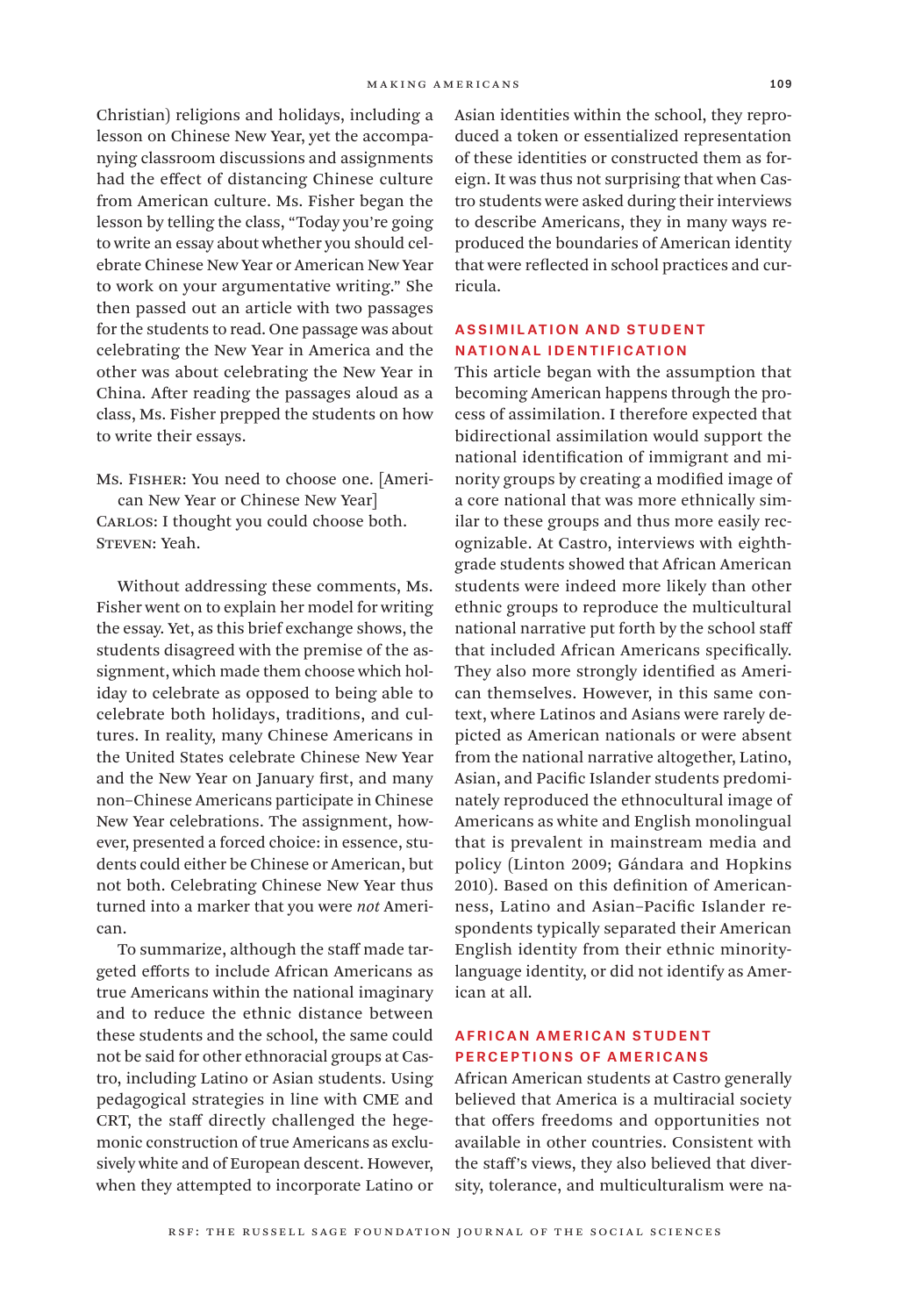Christian) religions and holidays, including a lesson on Chinese New Year, yet the accompanying classroom discussions and assignments had the effect of distancing Chinese culture from American culture. Ms. Fisher began the lesson by telling the class, "Today you're going to write an essay about whether you should celebrate Chinese New Year or American New Year to work on your argumentative writing." She then passed out an article with two passages for the students to read. One passage was about celebrating the New Year in America and the other was about celebrating the New Year in China. After reading the passages aloud as a class, Ms. Fisher prepped the students on how to write their essays.

Ms. Fisher: You need to choose one. [American New Year or Chinese New Year]
Carlos: I thought you could choose both.
Steven: Yeah.

Without addressing these comments, Ms. Fisher went on to explain her model for writing the essay. Yet, as this brief exchange shows, the students disagreed with the premise of the assignment, which made them choose which holiday to celebrate as opposed to being able to celebrate both holidays, traditions, and cultures. In reality, many Chinese Americans in the United States celebrate Chinese New Year and the New Year on January first, and many non–Chinese Americans participate in Chinese New Year celebrations. The assignment, however, presented a forced choice: in essence, students could either be Chinese or American, but not both. Celebrating Chinese New Year thus turned into a marker that you were *not* American.

To summarize, although the staff made targeted efforts to include African Americans as true Americans within the national imaginary and to reduce the ethnic distance between these students and the school, the same could not be said for other ethnoracial groups at Castro, including Latino or Asian students. Using pedagogical strategies in line with CME and CRT, the staff directly challenged the hegemonic construction of true Americans as exclusively white and of European descent. However, when they attempted to incorporate Latino or Asian identities within the school, they reproduced a token or essentialized representation of these identities or constructed them as foreign. It was thus not surprising that when Castro students were asked during their interviews to describe Americans, they in many ways reproduced the boundaries of American identity that were reflected in school practices and curricula.

## ASSIMILATION AND STUDENT NATIONAL IDENTIFICATION

This article began with the assumption that becoming American happens through the process of assimilation. I therefore expected that bidirectional assimilation would support the national identification of immigrant and minority groups by creating a modified image of a core national that was more ethnically similar to these groups and thus more easily recognizable. At Castro, interviews with eighth-grade students showed that African American students were indeed more likely than other ethnic groups to reproduce the multicultural national narrative put forth by the school staff that included African Americans specifically. They also more strongly identified as American themselves. However, in this same context, where Latinos and Asians were rarely depicted as American nationals or were absent from the national narrative altogether, Latino, Asian, and Pacific Islander students predominately reproduced the ethnocultural image of Americans as white and English monolingual that is prevalent in mainstream media and policy (Linton 2009; Gándara and Hopkins 2010). Based on this definition of Americanness, Latino and Asian–Pacific Islander respondents typically separated their American English identity from their ethnic minority-language identity, or did not identify as American at all.

## AFRICAN AMERICAN STUDENT PERCEPTIONS OF AMERICANS

African American students at Castro generally believed that America is a multiracial society that offers freedoms and opportunities not available in other countries. Consistent with the staff's views, they also believed that diversity, tolerance, and multiculturalism were na-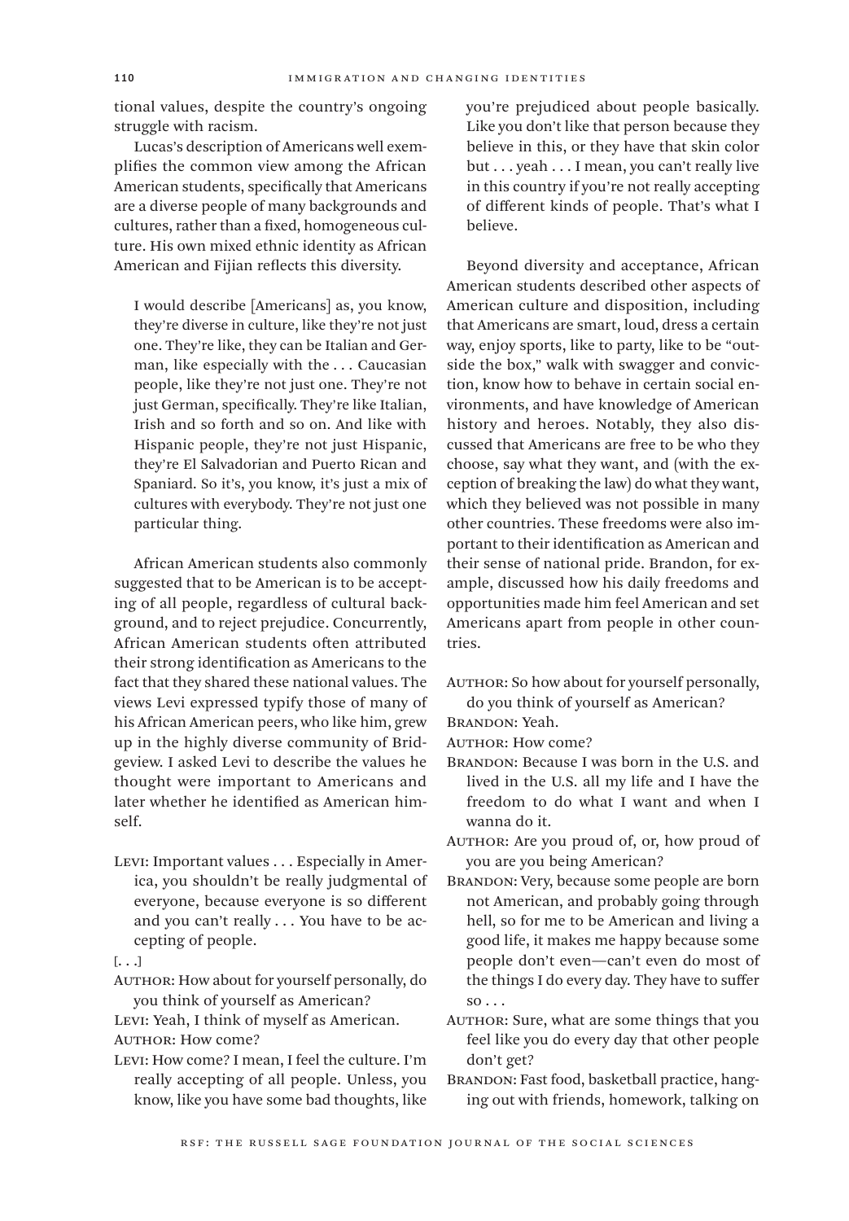tional values, despite the country's ongoing struggle with racism.

Lucas's description of Americans well exemplifies the common view among the African American students, specifically that Americans are a diverse people of many backgrounds and cultures, rather than a fixed, homogeneous culture. His own mixed ethnic identity as African American and Fijian reflects this diversity.

> I would describe [Americans] as, you know, they're diverse in culture, like they're not just one. They're like, they can be Italian and German, like especially with the . . . Caucasian people, like they're not just one. They're not just German, specifically. They're like Italian, Irish and so forth and so on. And like with Hispanic people, they're not just Hispanic, they're El Salvadorian and Puerto Rican and Spaniard. So it's, you know, it's just a mix of cultures with everybody. They're not just one particular thing.

African American students also commonly suggested that to be American is to be accepting of all people, regardless of cultural background, and to reject prejudice. Concurrently, African American students often attributed their strong identification as Americans to the fact that they shared these national values. The views Levi expressed typify those of many of his African American peers, who like him, grew up in the highly diverse community of Bridgeview. I asked Levi to describe the values he thought were important to Americans and later whether he identified as American himself.

LEVI: Important values . . . Especially in America, you shouldn't be really judgmental of everyone, because everyone is so different and you can't really . . . You have to be accepting of people.

[. . .]

AUTHOR: How about for yourself personally, do you think of yourself as American?

LEVI: Yeah, I think of myself as American.

AUTHOR: How come?

LEVI: How come? I mean, I feel the culture. I'm really accepting of all people. Unless, you know, like you have some bad thoughts, like you're prejudiced about people basically. Like you don't like that person because they believe in this, or they have that skin color but . . . yeah . . . I mean, you can't really live in this country if you're not really accepting of different kinds of people. That's what I believe.

Beyond diversity and acceptance, African American students described other aspects of American culture and disposition, including that Americans are smart, loud, dress a certain way, enjoy sports, like to party, like to be "outside the box," walk with swagger and conviction, know how to behave in certain social environments, and have knowledge of American history and heroes. Notably, they also discussed that Americans are free to be who they choose, say what they want, and (with the exception of breaking the law) do what they want, which they believed was not possible in many other countries. These freedoms were also important to their identification as American and their sense of national pride. Brandon, for example, discussed how his daily freedoms and opportunities made him feel American and set Americans apart from people in other countries.

AUTHOR: So how about for yourself personally, do you think of yourself as American?

BRANDON: Yeah.

AUTHOR: How come?

BRANDON: Because I was born in the U.S. and lived in the U.S. all my life and I have the freedom to do what I want and when I wanna do it.

AUTHOR: Are you proud of, or, how proud of you are you being American?

BRANDON: Very, because some people are born not American, and probably going through hell, so for me to be American and living a good life, it makes me happy because some people don't even—can't even do most of the things I do every day. They have to suffer so . . .

AUTHOR: Sure, what are some things that you feel like you do every day that other people don't get?

BRANDON: Fast food, basketball practice, hanging out with friends, homework, talking on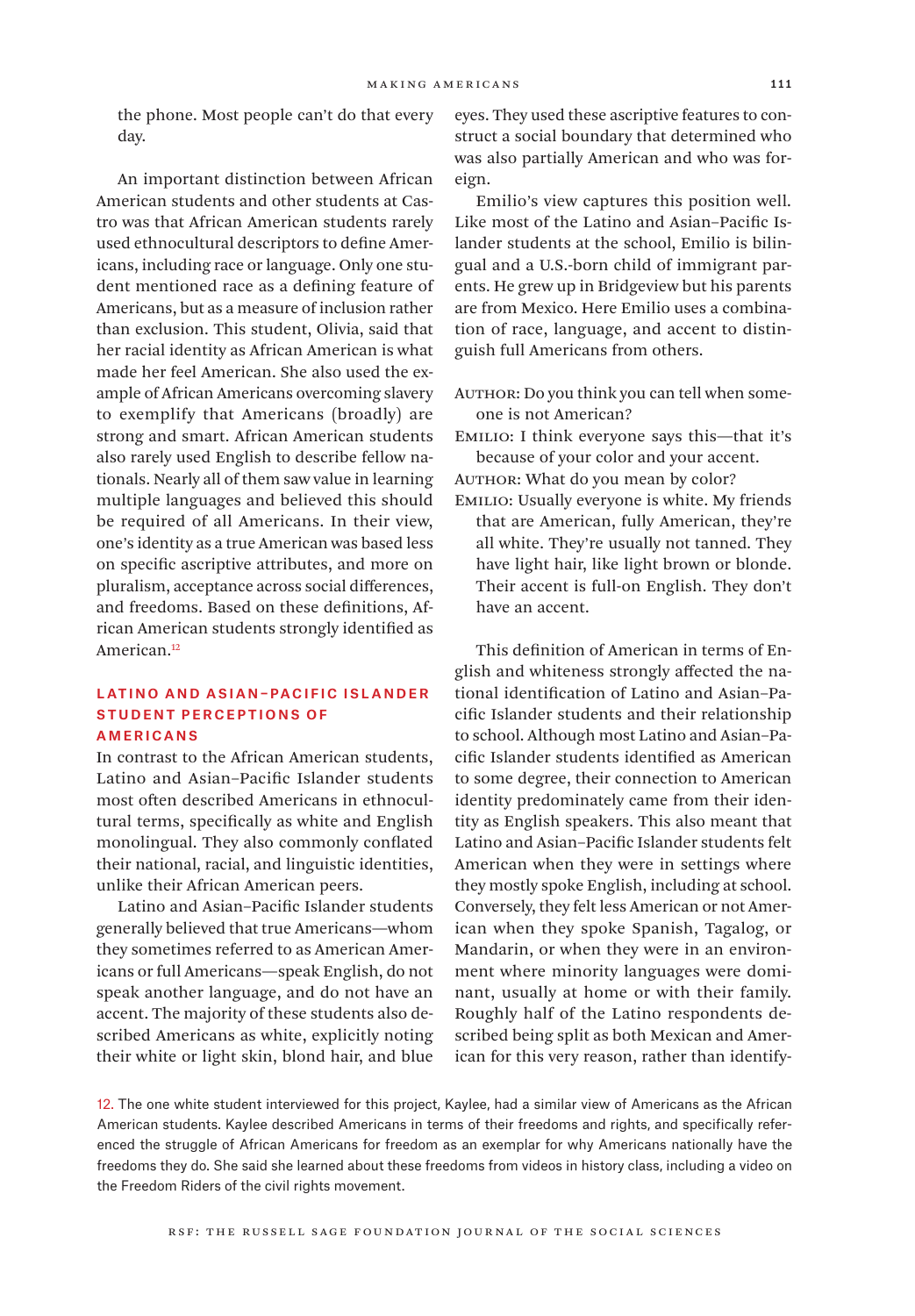the phone. Most people can't do that every day.

An important distinction between African American students and other students at Castro was that African American students rarely used ethnocultural descriptors to define Americans, including race or language. Only one student mentioned race as a defining feature of Americans, but as a measure of inclusion rather than exclusion. This student, Olivia, said that her racial identity as African American is what made her feel American. She also used the example of African Americans overcoming slavery to exemplify that Americans (broadly) are strong and smart. African American students also rarely used English to describe fellow nationals. Nearly all of them saw value in learning multiple languages and believed this should be required of all Americans. In their view, one's identity as a true American was based less on specific ascriptive attributes, and more on pluralism, acceptance across social differences, and freedoms. Based on these definitions, African American students strongly identified as American.[12]

## LATINO AND ASIAN–PACIFIC ISLANDER STUDENT PERCEPTIONS OF AMERICANS

In contrast to the African American students, Latino and Asian–Pacific Islander students most often described Americans in ethnocultural terms, specifically as white and English monolingual. They also commonly conflated their national, racial, and linguistic identities, unlike their African American peers.

Latino and Asian–Pacific Islander students generally believed that true Americans—whom they sometimes referred to as American Americans or full Americans—speak English, do not speak another language, and do not have an accent. The majority of these students also described Americans as white, explicitly noting their white or light skin, blond hair, and blue eyes. They used these ascriptive features to construct a social boundary that determined who was also partially American and who was foreign.

Emilio's view captures this position well. Like most of the Latino and Asian–Pacific Islander students at the school, Emilio is bilingual and a U.S.-born child of immigrant parents. He grew up in Bridgeview but his parents are from Mexico. Here Emilio uses a combination of race, language, and accent to distinguish full Americans from others.

Author: Do you think you can tell when someone is not American?

Emilio: I think everyone says this—that it's because of your color and your accent.

Author: What do you mean by color?

Emilio: Usually everyone is white. My friends that are American, fully American, they're all white. They're usually not tanned. They have light hair, like light brown or blonde. Their accent is full-on English. They don't have an accent.

This definition of American in terms of English and whiteness strongly affected the national identification of Latino and Asian–Pacific Islander students and their relationship to school. Although most Latino and Asian–Pacific Islander students identified as American to some degree, their connection to American identity predominately came from their identity as English speakers. This also meant that Latino and Asian–Pacific Islander students felt American when they were in settings where they mostly spoke English, including at school. Conversely, they felt less American or not American when they spoke Spanish, Tagalog, or Mandarin, or when they were in an environment where minority languages were dominant, usually at home or with their family. Roughly half of the Latino respondents described being split as both Mexican and American for this very reason, rather than identify-

12. The one white student interviewed for this project, Kaylee, had a similar view of Americans as the African American students. Kaylee described Americans in terms of their freedoms and rights, and specifically referenced the struggle of African Americans for freedom as an exemplar for why Americans nationally have the freedoms they do. She said she learned about these freedoms from videos in history class, including a video on the Freedom Riders of the civil rights movement.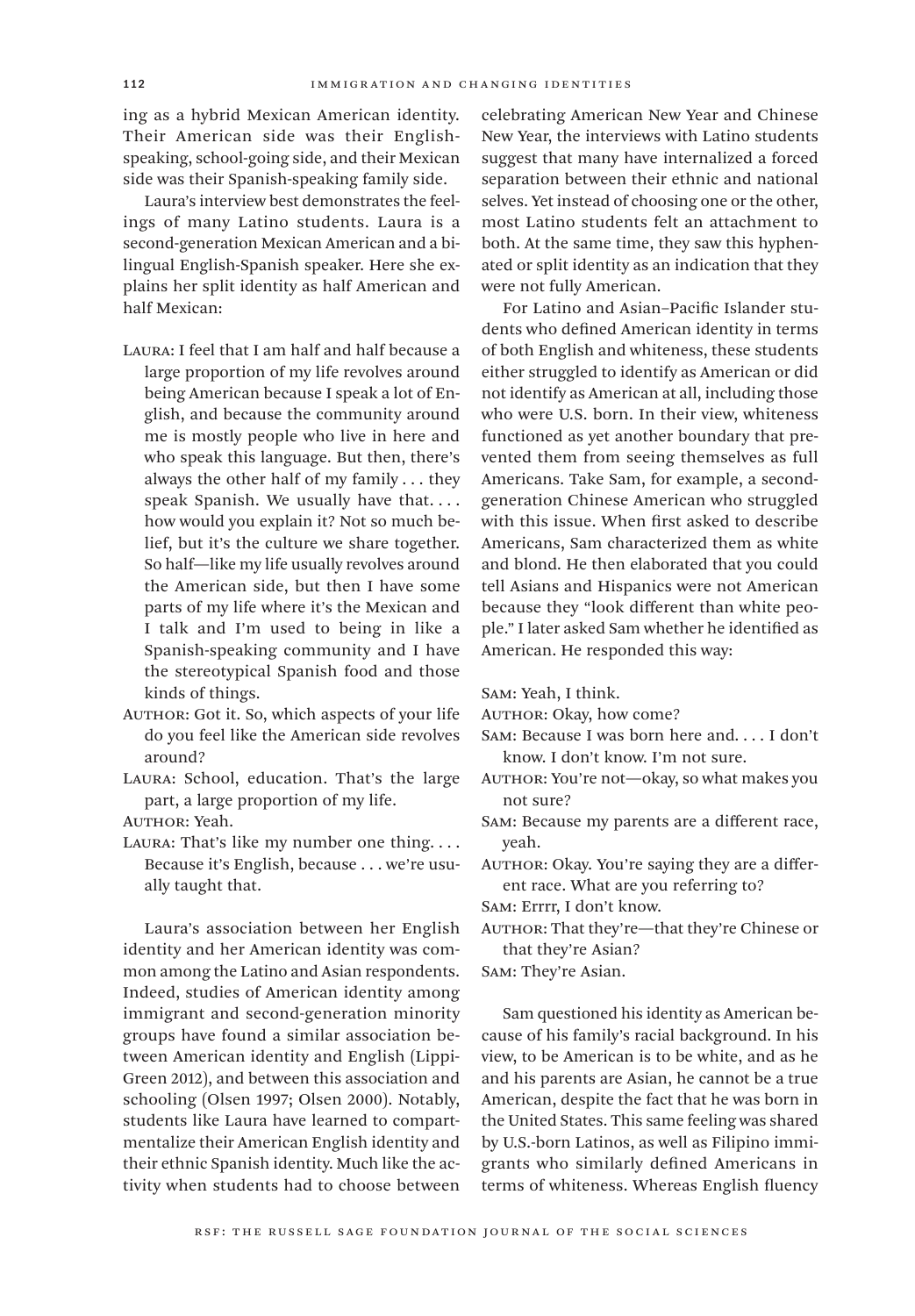ing as a hybrid Mexican American identity. Their American side was their English-speaking, school-going side, and their Mexican side was their Spanish-speaking family side.

Laura's interview best demonstrates the feelings of many Latino students. Laura is a second-generation Mexican American and a bilingual English-Spanish speaker. Here she explains her split identity as half American and half Mexican:

> LAURA: I feel that I am half and half because a large proportion of my life revolves around being American because I speak a lot of English, and because the community around me is mostly people who live in here and who speak this language. But then, there's always the other half of my family . . . they speak Spanish. We usually have that. . . . how would you explain it? Not so much belief, but it's the culture we share together. So half—like my life usually revolves around the American side, but then I have some parts of my life where it's the Mexican and I talk and I'm used to being in like a Spanish-speaking community and I have the stereotypical Spanish food and those kinds of things.
>
> AUTHOR: Got it. So, which aspects of your life do you feel like the American side revolves around?
>
> LAURA: School, education. That's the large part, a large proportion of my life.
>
> AUTHOR: Yeah.
>
> LAURA: That's like my number one thing. . . . Because it's English, because . . . we're usually taught that.

Laura's association between her English identity and her American identity was common among the Latino and Asian respondents. Indeed, studies of American identity among immigrant and second-generation minority groups have found a similar association between American identity and English (Lippi-Green 2012), and between this association and schooling (Olsen 1997; Olsen 2000). Notably, students like Laura have learned to compartmentalize their American English identity and their ethnic Spanish identity. Much like the activity when students had to choose between celebrating American New Year and Chinese New Year, the interviews with Latino students suggest that many have internalized a forced separation between their ethnic and national selves. Yet instead of choosing one or the other, most Latino students felt an attachment to both. At the same time, they saw this hyphenated or split identity as an indication that they were not fully American.

For Latino and Asian–Pacific Islander students who defined American identity in terms of both English and whiteness, these students either struggled to identify as American or did not identify as American at all, including those who were U.S. born. In their view, whiteness functioned as yet another boundary that prevented them from seeing themselves as full Americans. Take Sam, for example, a second-generation Chinese American who struggled with this issue. When first asked to describe Americans, Sam characterized them as white and blond. He then elaborated that you could tell Asians and Hispanics were not American because they "look different than white people." I later asked Sam whether he identified as American. He responded this way:

> SAM: Yeah, I think.
>
> AUTHOR: Okay, how come?
>
> SAM: Because I was born here and. . . . I don't know. I don't know. I'm not sure.
>
> AUTHOR: You're not—okay, so what makes you not sure?
>
> SAM: Because my parents are a different race, yeah.
>
> AUTHOR: Okay. You're saying they are a different race. What are you referring to?
>
> SAM: Errrr, I don't know.
>
> AUTHOR: That they're—that they're Chinese or that they're Asian?
>
> SAM: They're Asian.

Sam questioned his identity as American because of his family's racial background. In his view, to be American is to be white, and as he and his parents are Asian, he cannot be a true American, despite the fact that he was born in the United States. This same feeling was shared by U.S.-born Latinos, as well as Filipino immigrants who similarly defined Americans in terms of whiteness. Whereas English fluency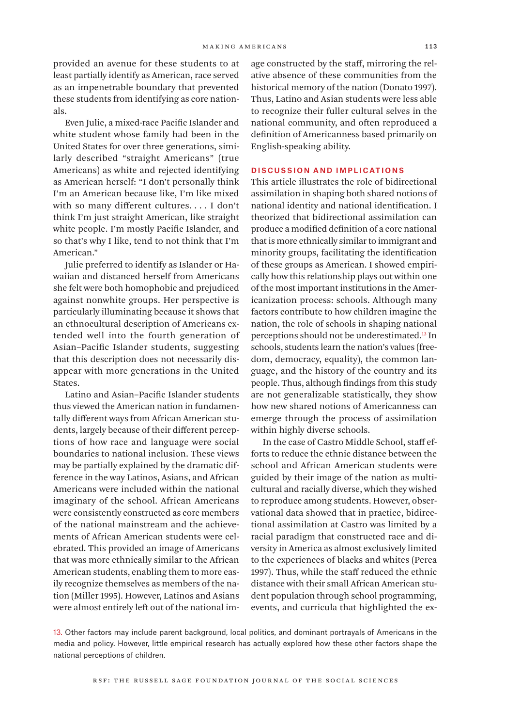provided an avenue for these students to at least partially identify as American, race served as an impenetrable boundary that prevented these students from identifying as core nationals.

Even Julie, a mixed-race Pacific Islander and white student whose family had been in the United States for over three generations, similarly described "straight Americans" (true Americans) as white and rejected identifying as American herself: "I don't personally think I'm an American because like, I'm like mixed with so many different cultures. . . . I don't think I'm just straight American, like straight white people. I'm mostly Pacific Islander, and so that's why I like, tend to not think that I'm American."

Julie preferred to identify as Islander or Hawaiian and distanced herself from Americans she felt were both homophobic and prejudiced against nonwhite groups. Her perspective is particularly illuminating because it shows that an ethnocultural description of Americans extended well into the fourth generation of Asian–Pacific Islander students, suggesting that this description does not necessarily disappear with more generations in the United States.

Latino and Asian–Pacific Islander students thus viewed the American nation in fundamentally different ways from African American students, largely because of their different perceptions of how race and language were social boundaries to national inclusion. These views may be partially explained by the dramatic difference in the way Latinos, Asians, and African Americans were included within the national imaginary of the school. African Americans were consistently constructed as core members of the national mainstream and the achievements of African American students were celebrated. This provided an image of Americans that was more ethnically similar to the African American students, enabling them to more easily recognize themselves as members of the nation (Miller 1995). However, Latinos and Asians were almost entirely left out of the national image constructed by the staff, mirroring the relative absence of these communities from the historical memory of the nation (Donato 1997). Thus, Latino and Asian students were less able to recognize their fuller cultural selves in the national community, and often reproduced a definition of Americanness based primarily on English-speaking ability.

## DISCUSSION AND IMPLICATIONS

This article illustrates the role of bidirectional assimilation in shaping both shared notions of national identity and national identification. I theorized that bidirectional assimilation can produce a modified definition of a core national that is more ethnically similar to immigrant and minority groups, facilitating the identification of these groups as American. I showed empirically how this relationship plays out within one of the most important institutions in the Americanization process: schools. Although many factors contribute to how children imagine the nation, the role of schools in shaping national perceptions should not be underestimated.[13] In schools, students learn the nation's values (freedom, democracy, equality), the common language, and the history of the country and its people. Thus, although findings from this study are not generalizable statistically, they show how new shared notions of Americanness can emerge through the process of assimilation within highly diverse schools.

In the case of Castro Middle School, staff efforts to reduce the ethnic distance between the school and African American students were guided by their image of the nation as multicultural and racially diverse, which they wished to reproduce among students. However, observational data showed that in practice, bidirectional assimilation at Castro was limited by a racial paradigm that constructed race and diversity in America as almost exclusively limited to the experiences of blacks and whites (Perea 1997). Thus, while the staff reduced the ethnic distance with their small African American student population through school programming, events, and curricula that highlighted the ex-

13. Other factors may include parent background, local politics, and dominant portrayals of Americans in the media and policy. However, little empirical research has actually explored how these other factors shape the national perceptions of children.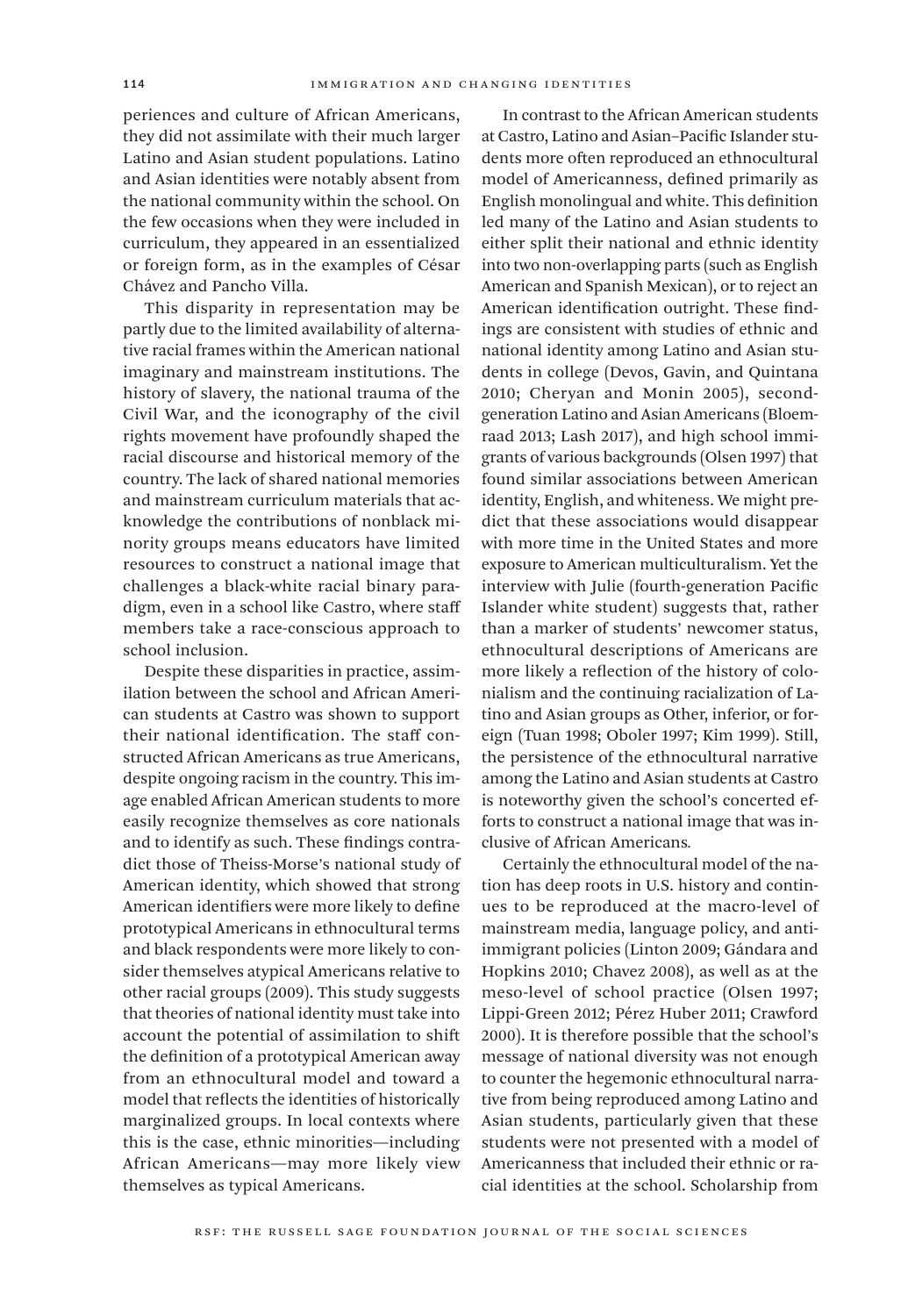periences and culture of African Americans, they did not assimilate with their much larger Latino and Asian student populations. Latino and Asian identities were notably absent from the national community within the school. On the few occasions when they were included in curriculum, they appeared in an essentialized or foreign form, as in the examples of César Chávez and Pancho Villa.

This disparity in representation may be partly due to the limited availability of alternative racial frames within the American national imaginary and mainstream institutions. The history of slavery, the national trauma of the Civil War, and the iconography of the civil rights movement have profoundly shaped the racial discourse and historical memory of the country. The lack of shared national memories and mainstream curriculum materials that acknowledge the contributions of nonblack minority groups means educators have limited resources to construct a national image that challenges a black-white racial binary paradigm, even in a school like Castro, where staff members take a race-conscious approach to school inclusion.

Despite these disparities in practice, assimilation between the school and African American students at Castro was shown to support their national identification. The staff constructed African Americans as true Americans, despite ongoing racism in the country. This image enabled African American students to more easily recognize themselves as core nationals and to identify as such. These findings contradict those of Theiss-Morse's national study of American identity, which showed that strong American identifiers were more likely to define prototypical Americans in ethnocultural terms and black respondents were more likely to consider themselves atypical Americans relative to other racial groups (2009). This study suggests that theories of national identity must take into account the potential of assimilation to shift the definition of a prototypical American away from an ethnocultural model and toward a model that reflects the identities of historically marginalized groups. In local contexts where this is the case, ethnic minorities—including African Americans—may more likely view themselves as typical Americans.

In contrast to the African American students at Castro, Latino and Asian–Pacific Islander students more often reproduced an ethnocultural model of Americanness, defined primarily as English monolingual and white. This definition led many of the Latino and Asian students to either split their national and ethnic identity into two non-overlapping parts (such as English American and Spanish Mexican), or to reject an American identification outright. These findings are consistent with studies of ethnic and national identity among Latino and Asian students in college (Devos, Gavin, and Quintana 2010; Cheryan and Monin 2005), second-generation Latino and Asian Americans (Bloemraad 2013; Lash 2017), and high school immigrants of various backgrounds (Olsen 1997) that found similar associations between American identity, English, and whiteness. We might predict that these associations would disappear with more time in the United States and more exposure to American multiculturalism. Yet the interview with Julie (fourth-generation Pacific Islander white student) suggests that, rather than a marker of students' newcomer status, ethnocultural descriptions of Americans are more likely a reflection of the history of colonialism and the continuing racialization of Latino and Asian groups as Other, inferior, or foreign (Tuan 1998; Oboler 1997; Kim 1999). Still, the persistence of the ethnocultural narrative among the Latino and Asian students at Castro is noteworthy given the school's concerted efforts to construct a national image that was inclusive of African Americans.

Certainly the ethnocultural model of the nation has deep roots in U.S. history and continues to be reproduced at the macro-level of mainstream media, language policy, and anti-immigrant policies (Linton 2009; Gándara and Hopkins 2010; Chavez 2008), as well as at the meso-level of school practice (Olsen 1997; Lippi-Green 2012; Pérez Huber 2011; Crawford 2000). It is therefore possible that the school's message of national diversity was not enough to counter the hegemonic ethnocultural narrative from being reproduced among Latino and Asian students, particularly given that these students were not presented with a model of Americanness that included their ethnic or racial identities at the school. Scholarship from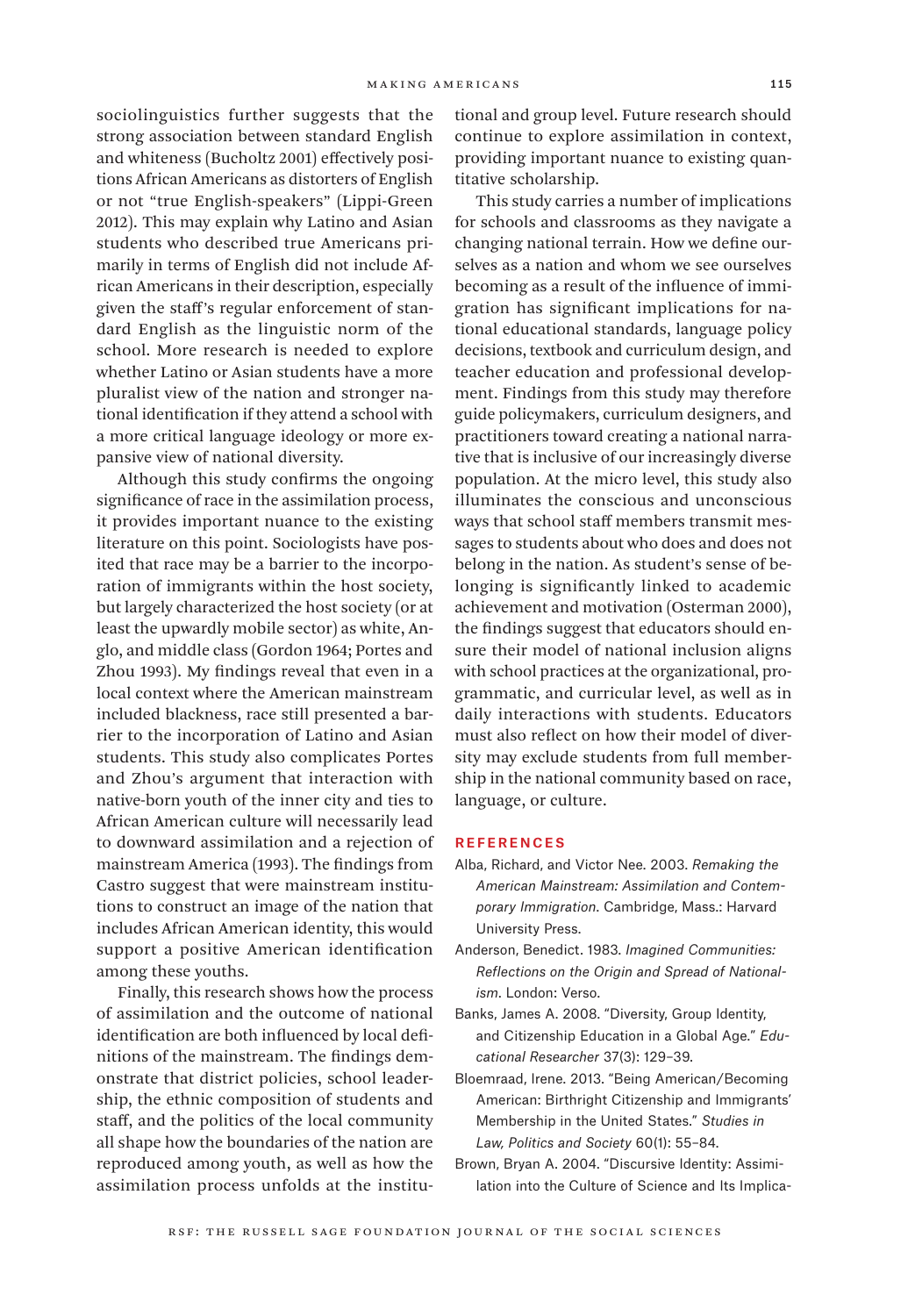sociolinguistics further suggests that the strong association between standard English and whiteness (Bucholtz 2001) effectively positions African Americans as distorters of English or not "true English-speakers" (Lippi-Green 2012). This may explain why Latino and Asian students who described true Americans primarily in terms of English did not include African Americans in their description, especially given the staff's regular enforcement of standard English as the linguistic norm of the school. More research is needed to explore whether Latino or Asian students have a more pluralist view of the nation and stronger national identification if they attend a school with a more critical language ideology or more expansive view of national diversity.

Although this study confirms the ongoing significance of race in the assimilation process, it provides important nuance to the existing literature on this point. Sociologists have posited that race may be a barrier to the incorporation of immigrants within the host society, but largely characterized the host society (or at least the upwardly mobile sector) as white, Anglo, and middle class (Gordon 1964; Portes and Zhou 1993). My findings reveal that even in a local context where the American mainstream included blackness, race still presented a barrier to the incorporation of Latino and Asian students. This study also complicates Portes and Zhou's argument that interaction with native-born youth of the inner city and ties to African American culture will necessarily lead to downward assimilation and a rejection of mainstream America (1993). The findings from Castro suggest that were mainstream institutions to construct an image of the nation that includes African American identity, this would support a positive American identification among these youths.

Finally, this research shows how the process of assimilation and the outcome of national identification are both influenced by local definitions of the mainstream. The findings demonstrate that district policies, school leadership, the ethnic composition of students and staff, and the politics of the local community all shape how the boundaries of the nation are reproduced among youth, as well as how the assimilation process unfolds at the institutional and group level. Future research should continue to explore assimilation in context, providing important nuance to existing quantitative scholarship.

This study carries a number of implications for schools and classrooms as they navigate a changing national terrain. How we define ourselves as a nation and whom we see ourselves becoming as a result of the influence of immigration has significant implications for national educational standards, language policy decisions, textbook and curriculum design, and teacher education and professional development. Findings from this study may therefore guide policymakers, curriculum designers, and practitioners toward creating a national narrative that is inclusive of our increasingly diverse population. At the micro level, this study also illuminates the conscious and unconscious ways that school staff members transmit messages to students about who does and does not belong in the nation. As student's sense of belonging is significantly linked to academic achievement and motivation (Osterman 2000), the findings suggest that educators should ensure their model of national inclusion aligns with school practices at the organizational, programmatic, and curricular level, as well as in daily interactions with students. Educators must also reflect on how their model of diversity may exclude students from full membership in the national community based on race, language, or culture.

## REFERENCES

Alba, Richard, and Victor Nee. 2003. *Remaking the American Mainstream: Assimilation and Contemporary Immigration*. Cambridge, Mass.: Harvard University Press.

Anderson, Benedict. 1983. *Imagined Communities: Reflections on the Origin and Spread of Nationalism*. London: Verso.

Banks, James A. 2008. "Diversity, Group Identity, and Citizenship Education in a Global Age." *Educational Researcher* 37(3): 129–39.

Bloemraad, Irene. 2013. "Being American/Becoming American: Birthright Citizenship and Immigrants' Membership in the United States." *Studies in Law, Politics and Society* 60(1): 55–84.

Brown, Bryan A. 2004. "Discursive Identity: Assimilation into the Culture of Science and Its Implica-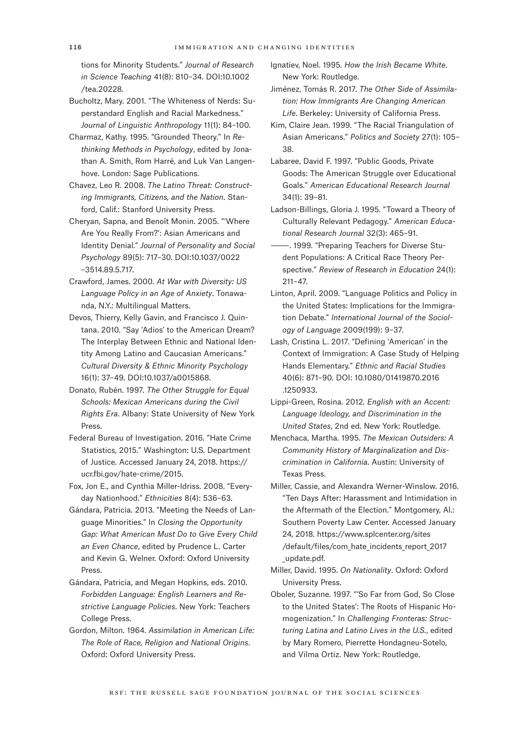tions for Minority Students." *Journal of Research in Science Teaching* 41(8): 810–34. DOI:10.1002/tea.20228.

Bucholtz, Mary. 2001. "The Whiteness of Nerds: Superstandard English and Racial Markedness." *Journal of Linguistic Anthropology* 11(1): 84–100.

Charmaz, Kathy. 1995. "Grounded Theory." In *Rethinking Methods in Psychology*, edited by Jonathan A. Smith, Rom Harré, and Luk Van Langenhove. London: Sage Publications.

Chavez, Leo R. 2008. *The Latino Threat: Constructing Immigrants, Citizens, and the Nation*. Stanford, Calif.: Stanford University Press.

Cheryan, Sapna, and Benoît Monin. 2005. "'Where Are You Really From?': Asian Americans and Identity Denial." *Journal of Personality and Social Psychology* 89(5): 717–30. DOI:10.1037/0022-3514.89.5.717.

Crawford, James. 2000. *At War with Diversity: US Language Policy in an Age of Anxiety*. Tonawanda, N.Y.: Multilingual Matters.

Devos, Thierry, Kelly Gavin, and Francisco J. Quintana. 2010. "Say 'Adios' to the American Dream? The Interplay Between Ethnic and National Identity Among Latino and Caucasian Americans." *Cultural Diversity & Ethnic Minority Psychology* 16(1): 37–49. DOI:10.1037/a0015868.

Donato, Rubén. 1997. *The Other Struggle for Equal Schools: Mexican Americans during the Civil Rights Era*. Albany: State University of New York Press.

Federal Bureau of Investigation. 2016. "Hate Crime Statistics, 2015." Washington: U.S. Department of Justice. Accessed January 24, 2018. https://ucr.fbi.gov/hate-crime/2015.

Fox, Jon E., and Cynthia Miller-Idriss. 2008. "Everyday Nationhood." *Ethnicities* 8(4): 536–63.

Gándara, Patricia. 2013. "Meeting the Needs of Language Minorities." In *Closing the Opportunity Gap: What American Must Do to Give Every Child an Even Chance*, edited by Prudence L. Carter and Kevin G. Welner. Oxford: Oxford University Press.

Gándara, Patricia, and Megan Hopkins, eds. 2010. *Forbidden Language: English Learners and Restrictive Language Policies*. New York: Teachers College Press.

Gordon, Milton. 1964. *Assimilation in American Life: The Role of Race, Religion and National Origins*. Oxford: Oxford University Press.

Ignatiev, Noel. 1995. *How the Irish Became White*. New York: Routledge.

Jiménez, Tomás R. 2017. *The Other Side of Assimilation: How Immigrants Are Changing American Life*. Berkeley: University of California Press.

Kim, Claire Jean. 1999. "The Racial Triangulation of Asian Americans." *Politics and Society* 27(1): 105–38.

Labaree, David F. 1997. "Public Goods, Private Goods: The American Struggle over Educational Goals." *American Educational Research Journal* 34(1): 39–81.

Ladson-Billings, Gloria J. 1995. "Toward a Theory of Culturally Relevant Pedagogy." *American Educational Research Journal* 32(3): 465–91.

———. 1999. "Preparing Teachers for Diverse Student Populations: A Critical Race Theory Perspective." *Review of Research in Education* 24(1): 211–47.

Linton, April. 2009. "Language Politics and Policy in the United States: Implications for the Immigration Debate." *International Journal of the Sociology of Language* 2009(199): 9–37.

Lash, Cristina L. 2017. "Defining 'American' in the Context of Immigration: A Case Study of Helping Hands Elementary." *Ethnic and Racial Studies* 40(6): 871–90. DOI: 10.1080/01419870.2016.1250933.

Lippi-Green, Rosina. 2012. *English with an Accent: Language Ideology, and Discrimination in the United States*, 2nd ed. New York: Routledge.

Menchaca, Martha. 1995. *The Mexican Outsiders: A Community History of Marginalization and Discrimination in California*. Austin: University of Texas Press.

Miller, Cassie, and Alexandra Werner-Winslow. 2016. "Ten Days After: Harassment and Intimidation in the Aftermath of the Election." Montgomery, Al.: Southern Poverty Law Center. Accessed January 24, 2018. https://www.splcenter.org/sites/default/files/com_hate_incidents_report_2017_update.pdf.

Miller, David. 1995. *On Nationality*. Oxford: Oxford University Press.

Oboler, Suzanne. 1997. "'So Far from God, So Close to the United States': The Roots of Hispanic Homogenization." In *Challenging Fronteras: Structuring Latina and Latino Lives in the U.S.*, edited by Mary Romero, Pierrette Hondagneu-Sotelo, and Vilma Ortiz. New York: Routledge.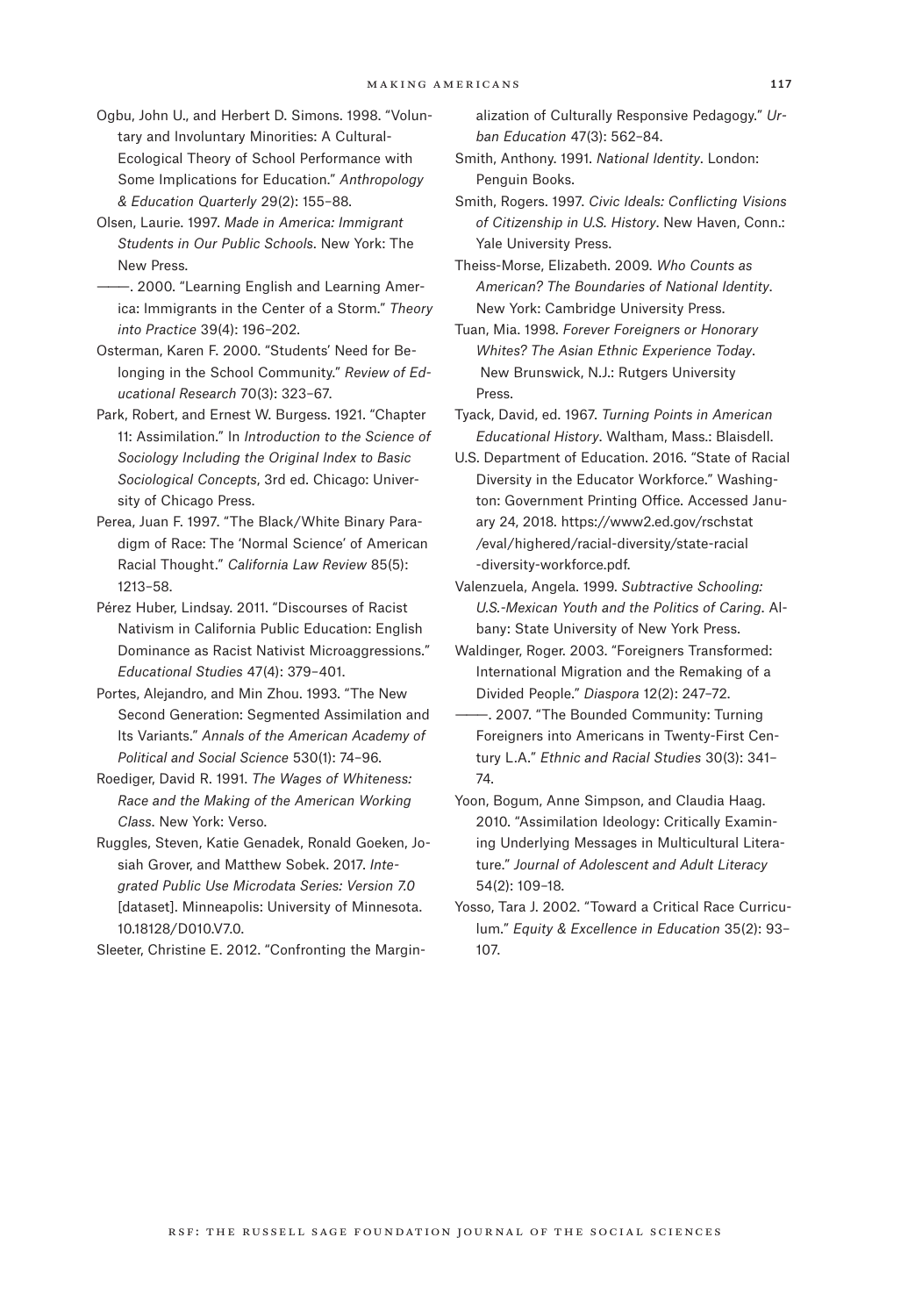Ogbu, John U., and Herbert D. Simons. 1998. "Voluntary and Involuntary Minorities: A Cultural-Ecological Theory of School Performance with Some Implications for Education." *Anthropology & Education Quarterly* 29(2): 155–88.

Olsen, Laurie. 1997. *Made in America: Immigrant Students in Our Public Schools*. New York: The New Press.

———. 2000. "Learning English and Learning America: Immigrants in the Center of a Storm." *Theory into Practice* 39(4): 196–202.

Osterman, Karen F. 2000. "Students' Need for Belonging in the School Community." *Review of Educational Research* 70(3): 323–67.

Park, Robert, and Ernest W. Burgess. 1921. "Chapter 11: Assimilation." In *Introduction to the Science of Sociology Including the Original Index to Basic Sociological Concepts*, 3rd ed. Chicago: University of Chicago Press.

Perea, Juan F. 1997. "The Black/White Binary Paradigm of Race: The 'Normal Science' of American Racial Thought." *California Law Review* 85(5): 1213–58.

Pérez Huber, Lindsay. 2011. "Discourses of Racist Nativism in California Public Education: English Dominance as Racist Nativist Microaggressions." *Educational Studies* 47(4): 379–401.

Portes, Alejandro, and Min Zhou. 1993. "The New Second Generation: Segmented Assimilation and Its Variants." *Annals of the American Academy of Political and Social Science* 530(1): 74–96.

Roediger, David R. 1991. *The Wages of Whiteness: Race and the Making of the American Working Class*. New York: Verso.

Ruggles, Steven, Katie Genadek, Ronald Goeken, Josiah Grover, and Matthew Sobek. 2017. *Integrated Public Use Microdata Series: Version 7.0* [dataset]. Minneapolis: University of Minnesota. 10.18128/D010.V7.0.

Sleeter, Christine E. 2012. "Confronting the Marginalization of Culturally Responsive Pedagogy." *Urban Education* 47(3): 562–84.

Smith, Anthony. 1991. *National Identity*. London: Penguin Books.

Smith, Rogers. 1997. *Civic Ideals: Conflicting Visions of Citizenship in U.S. History*. New Haven, Conn.: Yale University Press.

Theiss-Morse, Elizabeth. 2009. *Who Counts as American? The Boundaries of National Identity*. New York: Cambridge University Press.

Tuan, Mia. 1998. *Forever Foreigners or Honorary Whites? The Asian Ethnic Experience Today*. New Brunswick, N.J.: Rutgers University Press.

Tyack, David, ed. 1967. *Turning Points in American Educational History*. Waltham, Mass.: Blaisdell.

U.S. Department of Education. 2016. "State of Racial Diversity in the Educator Workforce." Washington: Government Printing Office. Accessed January 24, 2018. https://www2.ed.gov/rschstat/eval/highered/racial-diversity/state-racial-diversity-workforce.pdf.

Valenzuela, Angela. 1999. *Subtractive Schooling: U.S.-Mexican Youth and the Politics of Caring*. Albany: State University of New York Press.

Waldinger, Roger. 2003. "Foreigners Transformed: International Migration and the Remaking of a Divided People." *Diaspora* 12(2): 247–72.

———. 2007. "The Bounded Community: Turning Foreigners into Americans in Twenty-First Century L.A." *Ethnic and Racial Studies* 30(3): 341–74.

Yoon, Bogum, Anne Simpson, and Claudia Haag. 2010. "Assimilation Ideology: Critically Examining Underlying Messages in Multicultural Literature." *Journal of Adolescent and Adult Literacy* 54(2): 109–18.

Yosso, Tara J. 2002. "Toward a Critical Race Curriculum." *Equity & Excellence in Education* 35(2): 93–107.